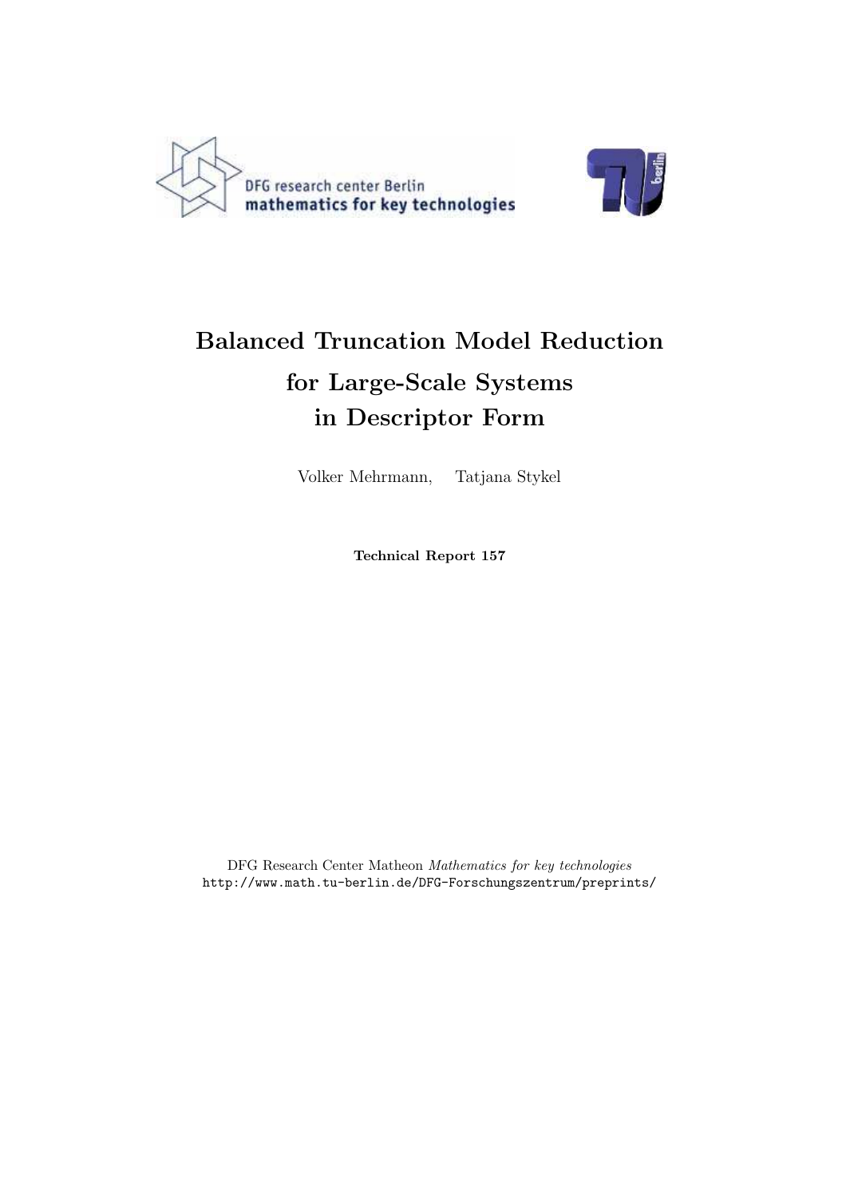DFG research center Berlin
**mathematics for key technologies**

# Balanced Truncation Model Reduction for Large-Scale Systems in Descriptor Form

Volker Mehrmann, Tatjana Stykel

**Technical Report 157**

DFG Research Center Matheon *Mathematics for key technologies*
http://www.math.tu-berlin.de/DFG-Forschungszentrum/preprints/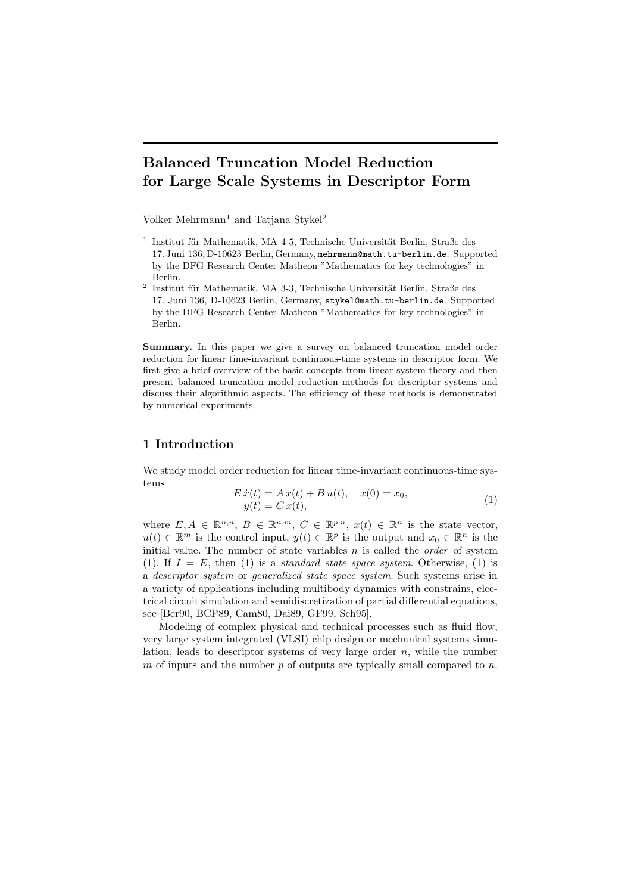# Balanced Truncation Model Reduction for Large Scale Systems in Descriptor Form

Volker Mehrmann[1] and Tatjana Stykel[2]

[1] Institut für Mathematik, MA 4-5, Technische Universität Berlin, Straße des 17. Juni 136, D-10623 Berlin, Germany, mehrmann@math.tu-berlin.de. Supported by the DFG Research Center Matheon "Mathematics for key technologies" in Berlin.

[2] Institut für Mathematik, MA 3-3, Technische Universität Berlin, Straße des 17. Juni 136, D-10623 Berlin, Germany, stykel@math.tu-berlin.de. Supported by the DFG Research Center Matheon "Mathematics for key technologies" in Berlin.

**Summary.** In this paper we give a survey on balanced truncation model order reduction for linear time-invariant continuous-time systems in descriptor form. We first give a brief overview of the basic concepts from linear system theory and then present balanced truncation model reduction methods for descriptor systems and discuss their algorithmic aspects. The efficiency of these methods is demonstrated by numerical experiments.

## 1 Introduction

We study model order reduction for linear time-invariant continuous-time systems

$$
\begin{aligned}
E\,\dot{x}(t) &= A\,x(t) + B\,u(t), \quad x(0) = x_0, \\
y(t) &= C\,x(t),
\end{aligned}
\tag{1}
$$

where $E, A \in \mathbb{R}^{n,n}$, $B \in \mathbb{R}^{n,m}$, $C \in \mathbb{R}^{p,n}$, $x(t) \in \mathbb{R}^n$ is the state vector, $u(t) \in \mathbb{R}^m$ is the control input, $y(t) \in \mathbb{R}^p$ is the output and $x_0 \in \mathbb{R}^n$ is the initial value. The number of state variables $n$ is called the *order* of system (1). If $I = E$, then (1) is a *standard state space system*. Otherwise, (1) is a *descriptor system* or *generalized state space system*. Such systems arise in a variety of applications including multibody dynamics with constrains, electrical circuit simulation and semidiscretization of partial differential equations, see [Ber90, BCP89, Cam80, Dai89, GF99, Sch95].

Modeling of complex physical and technical processes such as fluid flow, very large system integrated (VLSI) chip design or mechanical systems simulation, leads to descriptor systems of very large order $n$, while the number $m$ of inputs and the number $p$ of outputs are typically small compared to $n$.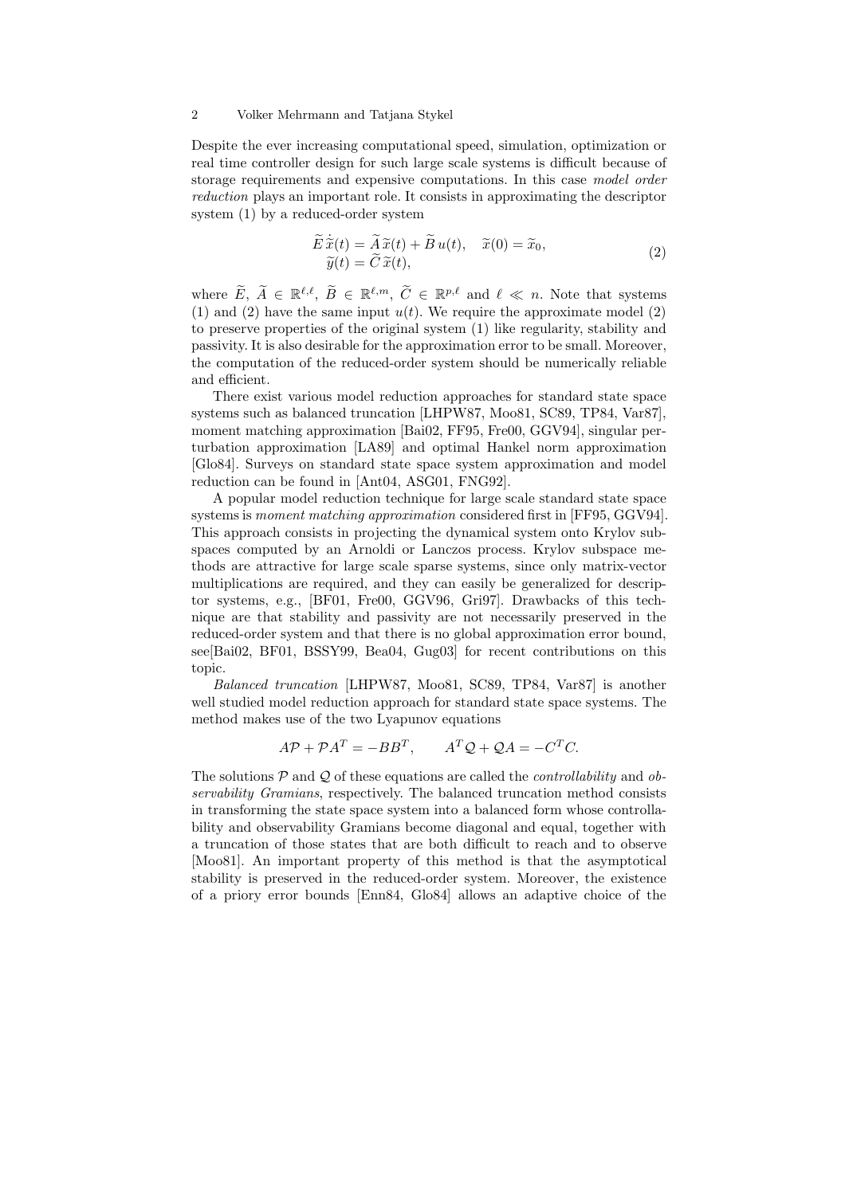Despite the ever increasing computational speed, simulation, optimization or real time controller design for such large scale systems is difficult because of storage requirements and expensive computations. In this case *model order reduction* plays an important role. It consists in approximating the descriptor system (1) by a reduced-order system

$$\begin{aligned}\widetilde{E}\,\dot{\widetilde{x}}(t) &= \widetilde{A}\,\widetilde{x}(t) + \widetilde{B}\,u(t), \quad \widetilde{x}(0) = \widetilde{x}_0,\\ \widetilde{y}(t) &= \widetilde{C}\,\widetilde{x}(t),\end{aligned} \tag{2}$$

where $\widetilde{E}$, $\widetilde{A} \in \mathbb{R}^{\ell,\ell}$, $\widetilde{B} \in \mathbb{R}^{\ell,m}$, $\widetilde{C} \in \mathbb{R}^{p,\ell}$ and $\ell \ll n$. Note that systems (1) and (2) have the same input $u(t)$. We require the approximate model (2) to preserve properties of the original system (1) like regularity, stability and passivity. It is also desirable for the approximation error to be small. Moreover, the computation of the reduced-order system should be numerically reliable and efficient.

There exist various model reduction approaches for standard state space systems such as balanced truncation [LHPW87, Moo81, SC89, TP84, Var87], moment matching approximation [Bai02, FF95, Fre00, GGV94], singular perturbation approximation [LA89] and optimal Hankel norm approximation [Glo84]. Surveys on standard state space system approximation and model reduction can be found in [Ant04, ASG01, FNG92].

A popular model reduction technique for large scale standard state space systems is *moment matching approximation* considered first in [FF95, GGV94]. This approach consists in projecting the dynamical system onto Krylov subspaces computed by an Arnoldi or Lanczos process. Krylov subspace methods are attractive for large scale sparse systems, since only matrix-vector multiplications are required, and they can easily be generalized for descriptor systems, e.g., [BF01, Fre00, GGV96, Gri97]. Drawbacks of this technique are that stability and passivity are not necessarily preserved in the reduced-order system and that there is no global approximation error bound, see[Bai02, BF01, BSSY99, Bea04, Gug03] for recent contributions on this topic.

*Balanced truncation* [LHPW87, Moo81, SC89, TP84, Var87] is another well studied model reduction approach for standard state space systems. The method makes use of the two Lyapunov equations

$$A\mathcal{P} + \mathcal{P}A^T = -BB^T, \qquad A^T\mathcal{Q} + \mathcal{Q}A = -C^TC.$$

The solutions $\mathcal{P}$ and $\mathcal{Q}$ of these equations are called the *controllability* and *observability Gramians*, respectively. The balanced truncation method consists in transforming the state space system into a balanced form whose controllability and observability Gramians become diagonal and equal, together with a truncation of those states that are both difficult to reach and to observe [Moo81]. An important property of this method is that the asymptotical stability is preserved in the reduced-order system. Moreover, the existence of a priory error bounds [Enn84, Glo84] allows an adaptive choice of the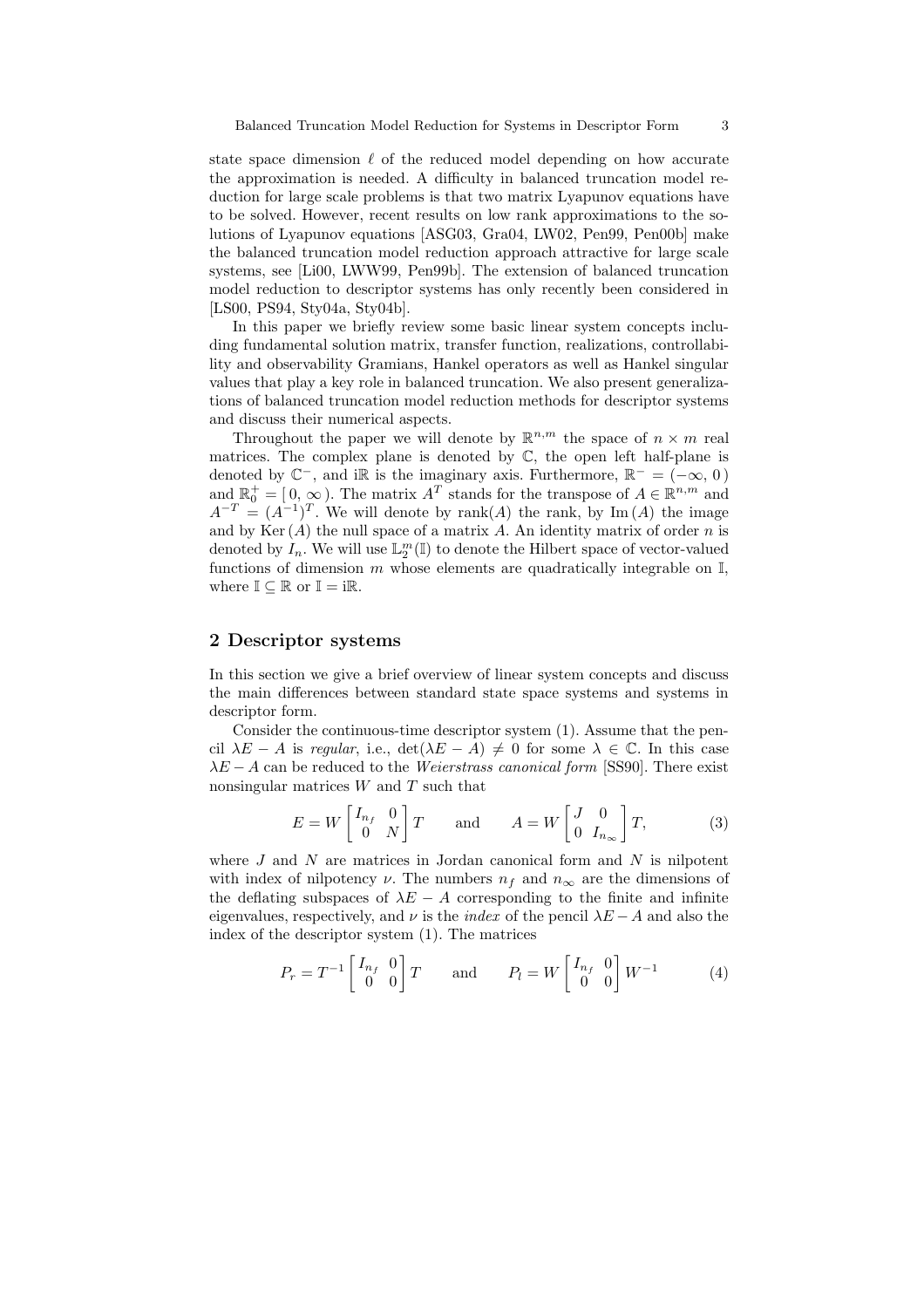state space dimension $\ell$ of the reduced model depending on how accurate the approximation is needed. A difficulty in balanced truncation model reduction for large scale problems is that two matrix Lyapunov equations have to be solved. However, recent results on low rank approximations to the solutions of Lyapunov equations [ASG03, Gra04, LW02, Pen99, Pen00b] make the balanced truncation model reduction approach attractive for large scale systems, see [Li00, LWW99, Pen99b]. The extension of balanced truncation model reduction to descriptor systems has only recently been considered in [LS00, PS94, Sty04a, Sty04b].

In this paper we briefly review some basic linear system concepts including fundamental solution matrix, transfer function, realizations, controllability and observability Gramians, Hankel operators as well as Hankel singular values that play a key role in balanced truncation. We also present generalizations of balanced truncation model reduction methods for descriptor systems and discuss their numerical aspects.

Throughout the paper we will denote by $\mathbb{R}^{n,m}$ the space of $n \times m$ real matrices. The complex plane is denoted by $\mathbb{C}$, the open left half-plane is denoted by $\mathbb{C}^-$, and $\mathrm{i}\mathbb{R}$ is the imaginary axis. Furthermore, $\mathbb{R}^- = (-\infty, 0)$ and $\mathbb{R}_0^+ = [0, \infty)$. The matrix $A^T$ stands for the transpose of $A \in \mathbb{R}^{n,m}$ and $A^{-T} = (A^{-1})^T$. We will denote by $\mathrm{rank}(A)$ the rank, by $\mathrm{Im}\,(A)$ the image and by $\mathrm{Ker}\,(A)$ the null space of a matrix $A$. An identity matrix of order $n$ is denoted by $I_n$. We will use $\mathbb{L}_2^m(\mathbb{I})$ to denote the Hilbert space of vector-valued functions of dimension $m$ whose elements are quadratically integrable on $\mathbb{I}$, where $\mathbb{I} \subseteq \mathbb{R}$ or $\mathbb{I} = \mathrm{i}\mathbb{R}$.

## 2 Descriptor systems

In this section we give a brief overview of linear system concepts and discuss the main differences between standard state space systems and systems in descriptor form.

Consider the continuous-time descriptor system (1). Assume that the pencil $\lambda E - A$ is *regular*, i.e., $\det(\lambda E - A) \neq 0$ for some $\lambda \in \mathbb{C}$. In this case $\lambda E - A$ can be reduced to the *Weierstrass canonical form* [SS90]. There exist nonsingular matrices $W$ and $T$ such that

$$E = W \begin{bmatrix} I_{n_f} & 0 \\ 0 & N \end{bmatrix} T \qquad \text{and} \qquad A = W \begin{bmatrix} J & 0 \\ 0 & I_{n_\infty} \end{bmatrix} T, \tag{3}$$

where $J$ and $N$ are matrices in Jordan canonical form and $N$ is nilpotent with index of nilpotency $\nu$. The numbers $n_f$ and $n_\infty$ are the dimensions of the deflating subspaces of $\lambda E - A$ corresponding to the finite and infinite eigenvalues, respectively, and $\nu$ is the *index* of the pencil $\lambda E - A$ and also the index of the descriptor system (1). The matrices

$$P_r = T^{-1} \begin{bmatrix} I_{n_f} & 0 \\ 0 & 0 \end{bmatrix} T \qquad \text{and} \qquad P_l = W \begin{bmatrix} I_{n_f} & 0 \\ 0 & 0 \end{bmatrix} W^{-1} \tag{4}$$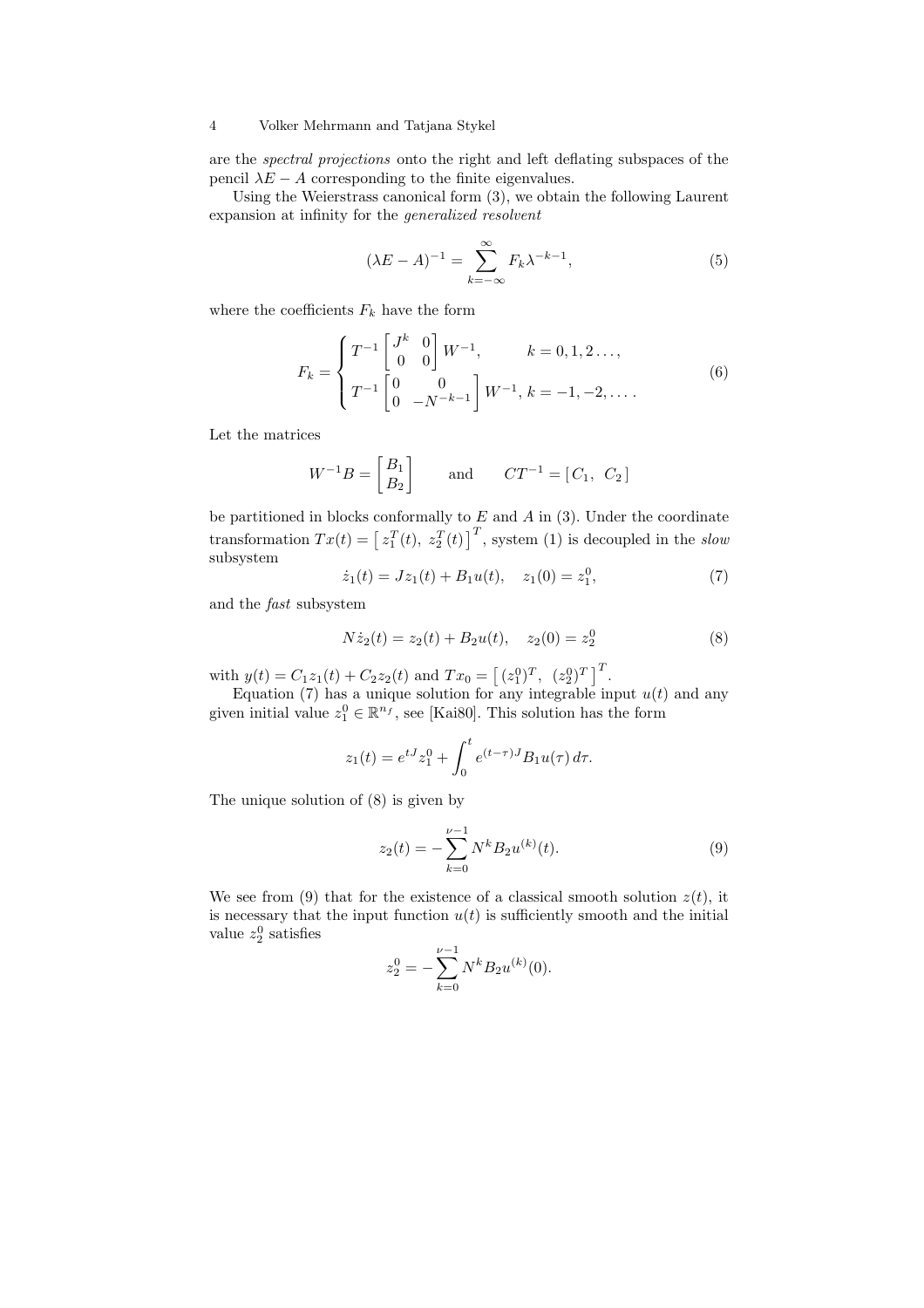are the *spectral projections* onto the right and left deflating subspaces of the pencil $\lambda E - A$ corresponding to the finite eigenvalues.

Using the Weierstrass canonical form (3), we obtain the following Laurent expansion at infinity for the *generalized resolvent*

$$(\lambda E - A)^{-1} = \sum_{k=-\infty}^{\infty} F_k \lambda^{-k-1}, \tag{5}$$

where the coefficients $F_k$ have the form

$$F_k = \begin{cases} T^{-1} \begin{bmatrix} J^k & 0 \\ 0 & 0 \end{bmatrix} W^{-1}, & k = 0, 1, 2 \ldots, \\ T^{-1} \begin{bmatrix} 0 & 0 \\ 0 & -N^{-k-1} \end{bmatrix} W^{-1}, & k = -1, -2, \ldots. \end{cases} \tag{6}$$

Let the matrices

$$W^{-1}B = \begin{bmatrix} B_1 \\ B_2 \end{bmatrix} \qquad \text{and} \qquad CT^{-1} = [\, C_1, \;\; C_2 \,]$$

be partitioned in blocks conformally to $E$ and $A$ in (3). Under the coordinate transformation $Tx(t) = \left[\, z_1^T(t), \; z_2^T(t) \,\right]^T$, system (1) is decoupled in the *slow* subsystem

$$\dot{z}_1(t) = J z_1(t) + B_1 u(t), \quad z_1(0) = z_1^0, \tag{7}$$

and the *fast* subsystem

$$N \dot{z}_2(t) = z_2(t) + B_2 u(t), \quad z_2(0) = z_2^0 \tag{8}$$

with $y(t) = C_1 z_1(t) + C_2 z_2(t)$ and $Tx_0 = \left[\, (z_1^0)^T, \;\; (z_2^0)^T \,\right]^T$.

Equation (7) has a unique solution for any integrable input $u(t)$ and any given initial value $z_1^0 \in \mathbb{R}^{n_f}$, see [Kai80]. This solution has the form

$$z_1(t) = e^{tJ} z_1^0 + \int_0^t e^{(t-\tau)J} B_1 u(\tau)\, d\tau.$$

The unique solution of (8) is given by

$$z_2(t) = -\sum_{k=0}^{\nu-1} N^k B_2 u^{(k)}(t). \tag{9}$$

We see from (9) that for the existence of a classical smooth solution $z(t)$, it is necessary that the input function $u(t)$ is sufficiently smooth and the initial value $z_2^0$ satisfies

$$z_2^0 = -\sum_{k=0}^{\nu-1} N^k B_2 u^{(k)}(0).$$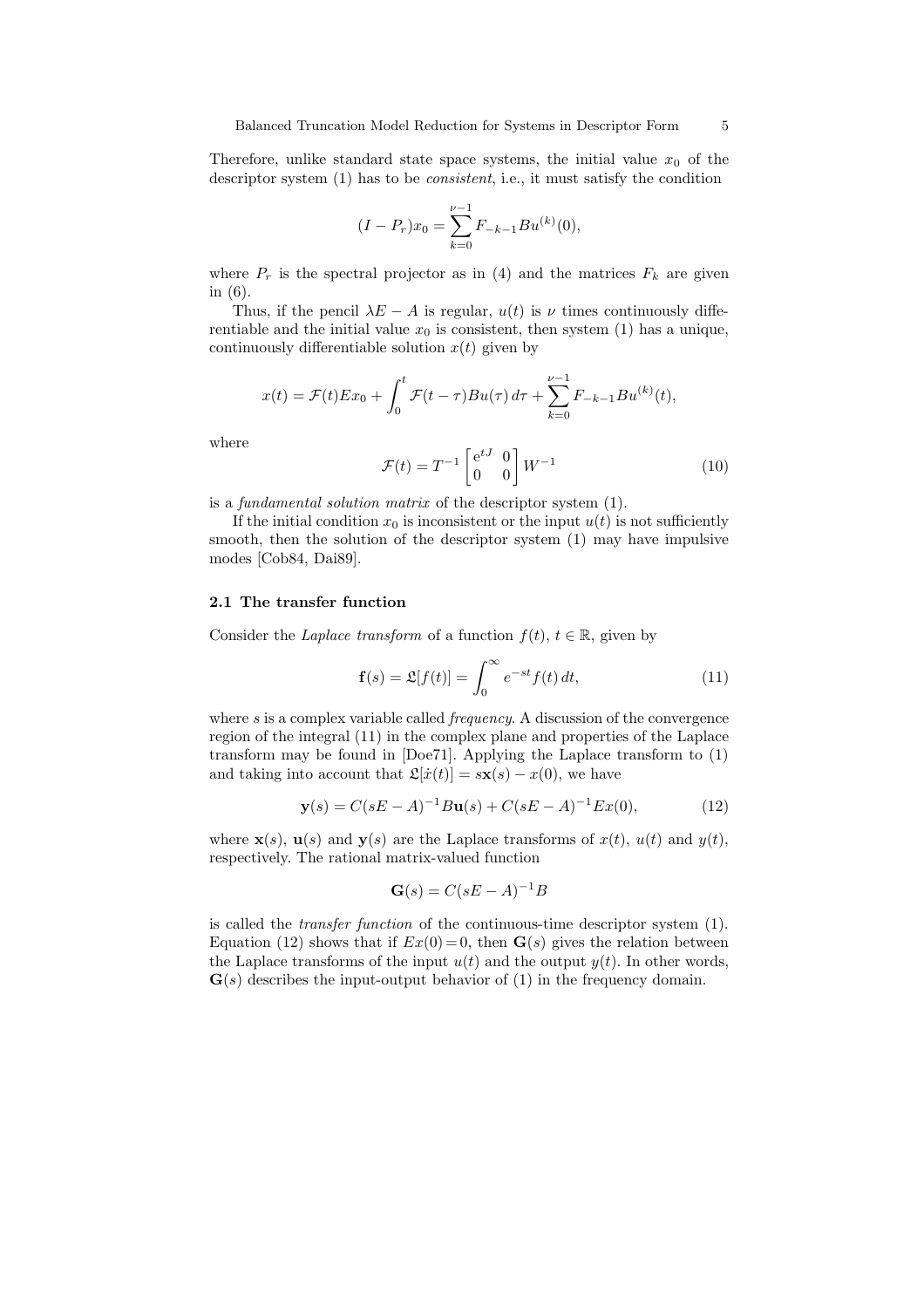Therefore, unlike standard state space systems, the initial value $x_0$ of the descriptor system (1) has to be *consistent*, i.e., it must satisfy the condition

$$(I - P_r)x_0 = \sum_{k=0}^{\nu-1} F_{-k-1} B u^{(k)}(0),$$

where $P_r$ is the spectral projector as in (4) and the matrices $F_k$ are given in (6).

Thus, if the pencil $\lambda E - A$ is regular, $u(t)$ is $\nu$ times continuously differentiable and the initial value $x_0$ is consistent, then system (1) has a unique, continuously differentiable solution $x(t)$ given by

$$x(t) = \mathcal{F}(t) E x_0 + \int_0^t \mathcal{F}(t-\tau) B u(\tau)\, d\tau + \sum_{k=0}^{\nu-1} F_{-k-1} B u^{(k)}(t),$$

where

$$\mathcal{F}(t) = T^{-1} \begin{bmatrix} e^{tJ} & 0 \\ 0 & 0 \end{bmatrix} W^{-1} \tag{10}$$

is a *fundamental solution matrix* of the descriptor system (1).

If the initial condition $x_0$ is inconsistent or the input $u(t)$ is not sufficiently smooth, then the solution of the descriptor system (1) may have impulsive modes [Cob84, Dai89].

### 2.1 The transfer function

Consider the *Laplace transform* of a function $f(t)$, $t \in \mathbb{R}$, given by

$$\mathbf{f}(s) = \mathfrak{L}[f(t)] = \int_0^\infty e^{-st} f(t)\, dt, \tag{11}$$

where $s$ is a complex variable called *frequency*. A discussion of the convergence region of the integral (11) in the complex plane and properties of the Laplace transform may be found in [Doe71]. Applying the Laplace transform to (1) and taking into account that $\mathfrak{L}[\dot{x}(t)] = s\mathbf{x}(s) - x(0)$, we have

$$\mathbf{y}(s) = C(sE - A)^{-1} B \mathbf{u}(s) + C(sE - A)^{-1} E x(0), \tag{12}$$

where $\mathbf{x}(s)$, $\mathbf{u}(s)$ and $\mathbf{y}(s)$ are the Laplace transforms of $x(t)$, $u(t)$ and $y(t)$, respectively. The rational matrix-valued function

$$\mathbf{G}(s) = C(sE - A)^{-1} B$$

is called the *transfer function* of the continuous-time descriptor system (1). Equation (12) shows that if $Ex(0) = 0$, then $\mathbf{G}(s)$ gives the relation between the Laplace transforms of the input $u(t)$ and the output $y(t)$. In other words, $\mathbf{G}(s)$ describes the input-output behavior of (1) in the frequency domain.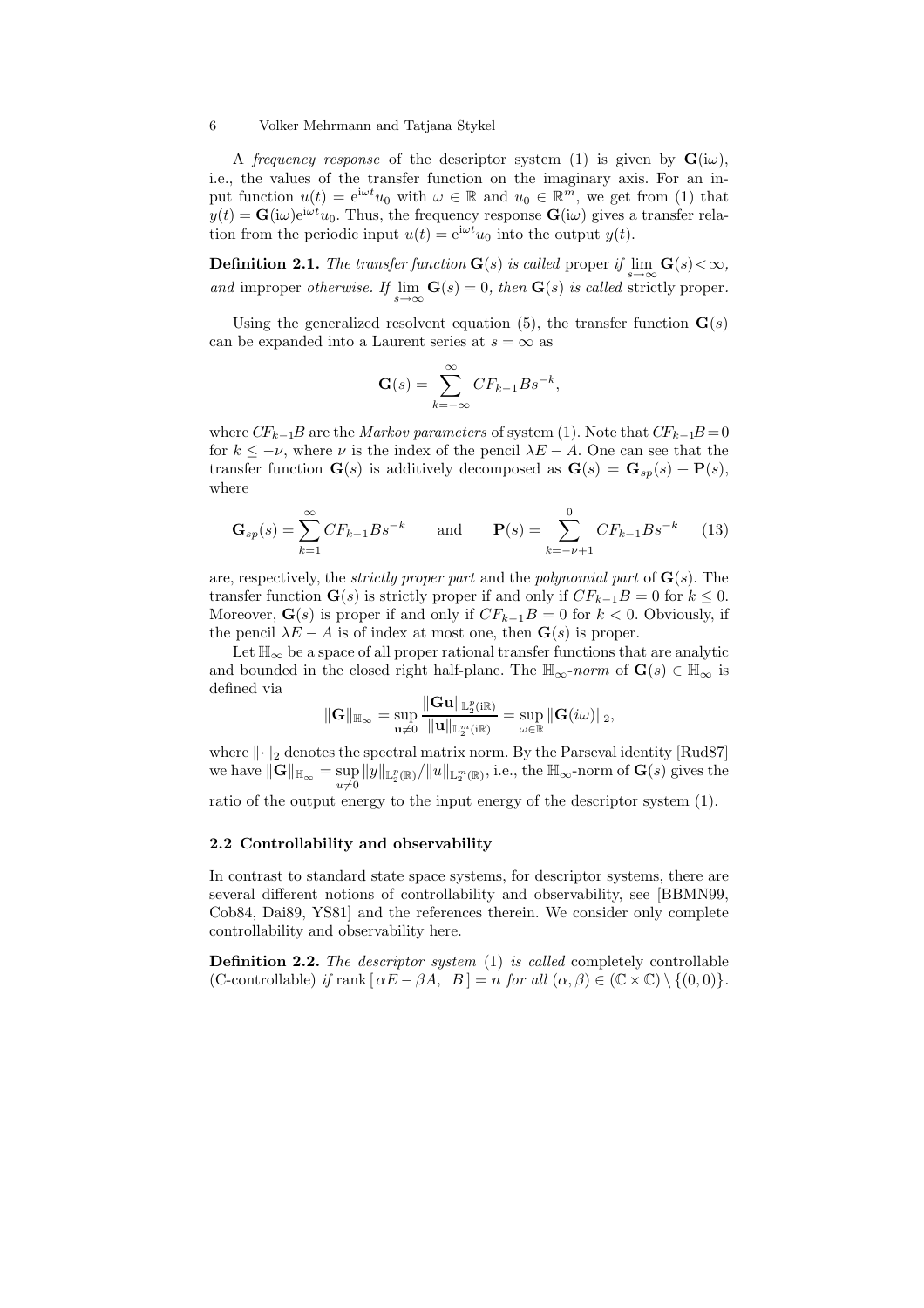A *frequency response* of the descriptor system (1) is given by $\mathbf{G}(\mathrm{i}\omega)$, i.e., the values of the transfer function on the imaginary axis. For an input function $u(t) = \mathrm{e}^{\mathrm{i}\omega t}u_0$ with $\omega \in \mathbb{R}$ and $u_0 \in \mathbb{R}^m$, we get from (1) that $y(t) = \mathbf{G}(\mathrm{i}\omega)\mathrm{e}^{\mathrm{i}\omega t}u_0$. Thus, the frequency response $\mathbf{G}(\mathrm{i}\omega)$ gives a transfer relation from the periodic input $u(t) = \mathrm{e}^{\mathrm{i}\omega t}u_0$ into the output $y(t)$.

**Definition 2.1.** *The transfer function* $\mathbf{G}(s)$ *is called* proper *if* $\lim\limits_{s\to\infty} \mathbf{G}(s) < \infty$, *and* improper *otherwise. If* $\lim\limits_{s\to\infty} \mathbf{G}(s) = 0$, *then* $\mathbf{G}(s)$ *is called* strictly proper.

Using the generalized resolvent equation (5), the transfer function $\mathbf{G}(s)$ can be expanded into a Laurent series at $s = \infty$ as

$$\mathbf{G}(s) = \sum_{k=-\infty}^{\infty} CF_{k-1}Bs^{-k},$$

where $CF_{k-1}B$ are the *Markov parameters* of system (1). Note that $CF_{k-1}B = 0$ for $k \le -\nu$, where $\nu$ is the index of the pencil $\lambda E - A$. One can see that the transfer function $\mathbf{G}(s)$ is additively decomposed as $\mathbf{G}(s) = \mathbf{G}_{sp}(s) + \mathbf{P}(s)$, where

$$\mathbf{G}_{sp}(s) = \sum_{k=1}^{\infty} CF_{k-1}Bs^{-k} \qquad \text{and} \qquad \mathbf{P}(s) = \sum_{k=-\nu+1}^{0} CF_{k-1}Bs^{-k} \tag{13}$$

are, respectively, the *strictly proper part* and the *polynomial part* of $\mathbf{G}(s)$. The transfer function $\mathbf{G}(s)$ is strictly proper if and only if $CF_{k-1}B = 0$ for $k \le 0$. Moreover, $\mathbf{G}(s)$ is proper if and only if $CF_{k-1}B = 0$ for $k < 0$. Obviously, if the pencil $\lambda E - A$ is of index at most one, then $\mathbf{G}(s)$ is proper.

Let $\mathbb{H}_\infty$ be a space of all proper rational transfer functions that are analytic and bounded in the closed right half-plane. The $\mathbb{H}_\infty$-*norm* of $\mathbf{G}(s) \in \mathbb{H}_\infty$ is defined via

$$\|\mathbf{G}\|_{\mathbb{H}_\infty} = \sup_{\mathbf{u}\neq 0} \frac{\|\mathbf{G}\mathbf{u}\|_{\mathbb{L}_2^p(\mathrm{i}\mathbb{R})}}{\|\mathbf{u}\|_{\mathbb{L}_2^m(\mathrm{i}\mathbb{R})}} = \sup_{\omega\in\mathbb{R}} \|\mathbf{G}(i\omega)\|_2,$$

where $\|\cdot\|_2$ denotes the spectral matrix norm. By the Parseval identity [Rud87] we have $\|\mathbf{G}\|_{\mathbb{H}_\infty} = \sup\limits_{u\neq 0} \|y\|_{\mathbb{L}_2^p(\mathbb{R})}/\|u\|_{\mathbb{L}_2^m(\mathbb{R})}$, i.e., the $\mathbb{H}_\infty$-norm of $\mathbf{G}(s)$ gives the ratio of the output energy to the input energy of the descriptor system (1).

### 2.2 Controllability and observability

In contrast to standard state space systems, for descriptor systems, there are several different notions of controllability and observability, see [BBMN99, Cob84, Dai89, YS81] and the references therein. We consider only complete controllability and observability here.

**Definition 2.2.** *The descriptor system* (1) *is called* completely controllable (C-controllable) *if* $\operatorname{rank}[\,\alpha E - \beta A, \;\; B\,] = n$ *for all* $(\alpha, \beta) \in (\mathbb{C} \times \mathbb{C}) \setminus \{(0, 0)\}$.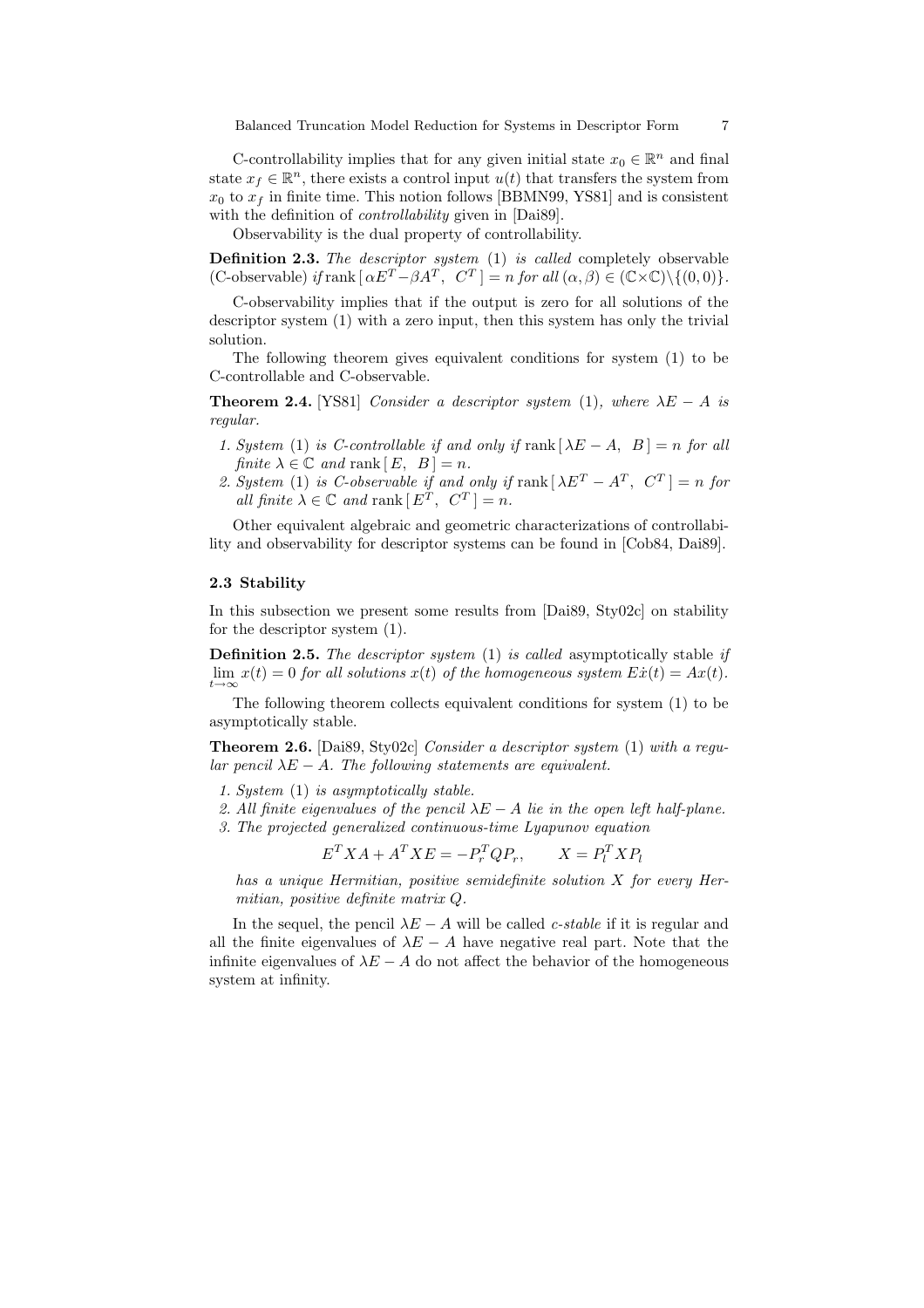C-controllability implies that for any given initial state $x_0 \in \mathbb{R}^n$ and final state $x_f \in \mathbb{R}^n$, there exists a control input $u(t)$ that transfers the system from $x_0$ to $x_f$ in finite time. This notion follows [BBMN99, YS81] and is consistent with the definition of *controllability* given in [Dai89].

Observability is the dual property of controllability.

**Definition 2.3.** *The descriptor system* (1) *is called* completely observable (C-observable) *if* $\operatorname{rank}[\,\alpha E^T - \beta A^T,\;\; C^T\,] = n$ *for all* $(\alpha, \beta) \in (\mathbb{C}\times\mathbb{C})\setminus\{(0,0)\}$.

C-observability implies that if the output is zero for all solutions of the descriptor system (1) with a zero input, then this system has only the trivial solution.

The following theorem gives equivalent conditions for system (1) to be C-controllable and C-observable.

**Theorem 2.4.** [YS81] *Consider a descriptor system* (1)*, where* $\lambda E - A$ *is regular.*

1. *System* (1) *is C-controllable if and only if* $\operatorname{rank}[\,\lambda E - A,\;\; B\,] = n$ *for all finite* $\lambda \in \mathbb{C}$ *and* $\operatorname{rank}[\,E,\;\; B\,] = n$.
2. *System* (1) *is C-observable if and only if* $\operatorname{rank}[\,\lambda E^T - A^T,\;\; C^T\,] = n$ *for all finite* $\lambda \in \mathbb{C}$ *and* $\operatorname{rank}[\,E^T,\;\; C^T\,] = n$.

Other equivalent algebraic and geometric characterizations of controllability and observability for descriptor systems can be found in [Cob84, Dai89].

### 2.3 Stability

In this subsection we present some results from [Dai89, Sty02c] on stability for the descriptor system (1).

**Definition 2.5.** *The descriptor system* (1) *is called* asymptotically stable *if* $\lim\limits_{t\to\infty} x(t) = 0$ *for all solutions* $x(t)$ *of the homogeneous system* $E\dot{x}(t) = Ax(t)$.

The following theorem collects equivalent conditions for system (1) to be asymptotically stable.

**Theorem 2.6.** [Dai89, Sty02c] *Consider a descriptor system* (1) *with a regular pencil* $\lambda E - A$*. The following statements are equivalent.*

1. *System* (1) *is asymptotically stable.*
2. *All finite eigenvalues of the pencil* $\lambda E - A$ *lie in the open left half-plane.*
3. *The projected generalized continuous-time Lyapunov equation*

$$E^T X A + A^T X E = -P_r^T Q P_r, \qquad X = P_l^T X P_l$$

*has a unique Hermitian, positive semidefinite solution* $X$ *for every Hermitian, positive definite matrix* $Q$.

In the sequel, the pencil $\lambda E - A$ will be called *c-stable* if it is regular and all the finite eigenvalues of $\lambda E - A$ have negative real part. Note that the infinite eigenvalues of $\lambda E - A$ do not affect the behavior of the homogeneous system at infinity.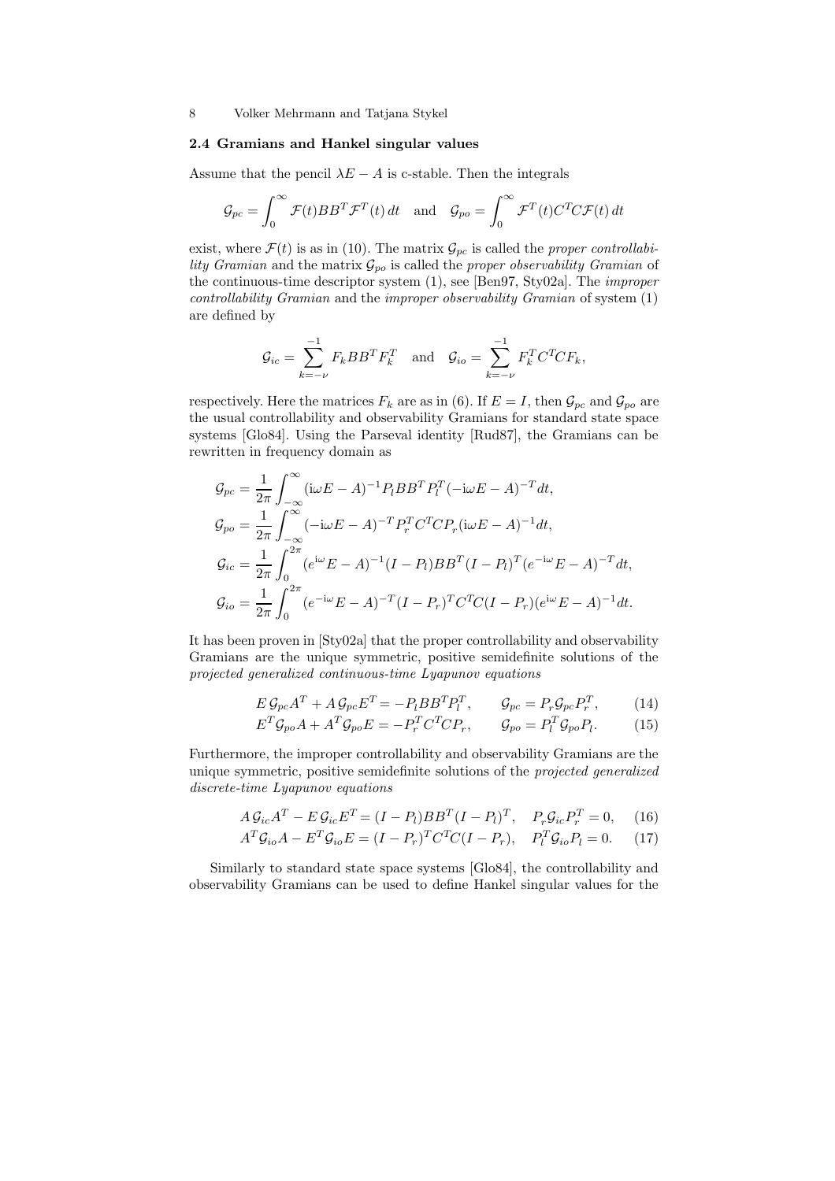### 2.4 Gramians and Hankel singular values

Assume that the pencil $\lambda E - A$ is c-stable. Then the integrals

$$\mathcal{G}_{pc} = \int_0^\infty \mathcal{F}(t) BB^T \mathcal{F}^T(t)\, dt \quad \text{and} \quad \mathcal{G}_{po} = \int_0^\infty \mathcal{F}^T(t) C^T C \mathcal{F}(t)\, dt$$

exist, where $\mathcal{F}(t)$ is as in (10). The matrix $\mathcal{G}_{pc}$ is called the *proper controllability Gramian* and the matrix $\mathcal{G}_{po}$ is called the *proper observability Gramian* of the continuous-time descriptor system (1), see [Ben97, Sty02a]. The *improper controllability Gramian* and the *improper observability Gramian* of system (1) are defined by

$$\mathcal{G}_{ic} = \sum_{k=-\nu}^{-1} F_k BB^T F_k^T \quad \text{and} \quad \mathcal{G}_{io} = \sum_{k=-\nu}^{-1} F_k^T C^T C F_k,$$

respectively. Here the matrices $F_k$ are as in (6). If $E = I$, then $\mathcal{G}_{pc}$ and $\mathcal{G}_{po}$ are the usual controllability and observability Gramians for standard state space systems [Glo84]. Using the Parseval identity [Rud87], the Gramians can be rewritten in frequency domain as

$$\begin{aligned}
\mathcal{G}_{pc} &= \frac{1}{2\pi} \int_{-\infty}^{\infty} (\mathrm{i}\omega E - A)^{-1} P_l BB^T P_l^T (-\mathrm{i}\omega E - A)^{-T} dt, \\
\mathcal{G}_{po} &= \frac{1}{2\pi} \int_{-\infty}^{\infty} (-\mathrm{i}\omega E - A)^{-T} P_r^T C^T C P_r (\mathrm{i}\omega E - A)^{-1} dt, \\
\mathcal{G}_{ic} &= \frac{1}{2\pi} \int_0^{2\pi} (e^{\mathrm{i}\omega} E - A)^{-1} (I - P_l) BB^T (I - P_l)^T (e^{-\mathrm{i}\omega} E - A)^{-T} dt, \\
\mathcal{G}_{io} &= \frac{1}{2\pi} \int_0^{2\pi} (e^{-\mathrm{i}\omega} E - A)^{-T} (I - P_r)^T C^T C (I - P_r) (e^{\mathrm{i}\omega} E - A)^{-1} dt.
\end{aligned}$$

It has been proven in [Sty02a] that the proper controllability and observability Gramians are the unique symmetric, positive semidefinite solutions of the *projected generalized continuous-time Lyapunov equations*

$$E\, \mathcal{G}_{pc} A^T + A\, \mathcal{G}_{pc} E^T = -P_l BB^T P_l^T, \qquad \mathcal{G}_{pc} = P_r \mathcal{G}_{pc} P_r^T, \tag{14}$$

$$E^T \mathcal{G}_{po} A + A^T \mathcal{G}_{po} E = -P_r^T C^T C P_r, \qquad \mathcal{G}_{po} = P_l^T \mathcal{G}_{po} P_l. \tag{15}$$

Furthermore, the improper controllability and observability Gramians are the unique symmetric, positive semidefinite solutions of the *projected generalized discrete-time Lyapunov equations*

$$A\, \mathcal{G}_{ic} A^T - E\, \mathcal{G}_{ic} E^T = (I - P_l) BB^T (I - P_l)^T, \quad P_r \mathcal{G}_{ic} P_r^T = 0, \tag{16}$$

$$A^T \mathcal{G}_{io} A - E^T \mathcal{G}_{io} E = (I - P_r)^T C^T C (I - P_r), \quad P_l^T \mathcal{G}_{io} P_l = 0. \tag{17}$$

Similarly to standard state space systems [Glo84], the controllability and observability Gramians can be used to define Hankel singular values for the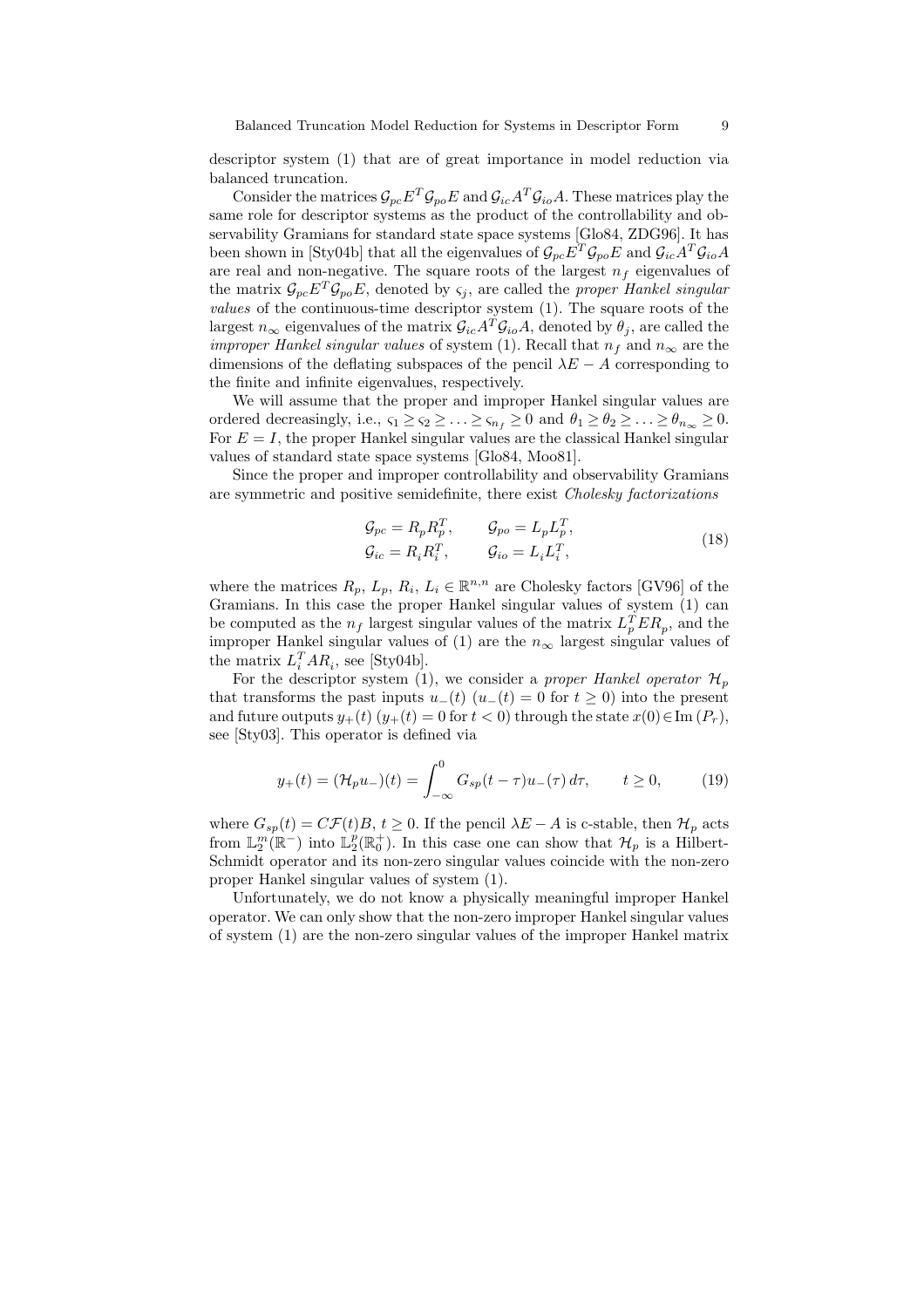descriptor system (1) that are of great importance in model reduction via balanced truncation.

Consider the matrices $\mathcal{G}_{pc}E^T\mathcal{G}_{po}E$ and $\mathcal{G}_{ic}A^T\mathcal{G}_{io}A$. These matrices play the same role for descriptor systems as the product of the controllability and observability Gramians for standard state space systems [Glo84, ZDG96]. It has been shown in [Sty04b] that all the eigenvalues of $\mathcal{G}_{pc}E^T\mathcal{G}_{po}E$ and $\mathcal{G}_{ic}A^T\mathcal{G}_{io}A$ are real and non-negative. The square roots of the largest $n_f$ eigenvalues of the matrix $\mathcal{G}_{pc}E^T\mathcal{G}_{po}E$, denoted by $\varsigma_j$, are called the *proper Hankel singular values* of the continuous-time descriptor system (1). The square roots of the largest $n_\infty$ eigenvalues of the matrix $\mathcal{G}_{ic}A^T\mathcal{G}_{io}A$, denoted by $\theta_j$, are called the *improper Hankel singular values* of system (1). Recall that $n_f$ and $n_\infty$ are the dimensions of the deflating subspaces of the pencil $\lambda E - A$ corresponding to the finite and infinite eigenvalues, respectively.

We will assume that the proper and improper Hankel singular values are ordered decreasingly, i.e., $\varsigma_1 \geq \varsigma_2 \geq \ldots \geq \varsigma_{n_f} \geq 0$ and $\theta_1 \geq \theta_2 \geq \ldots \geq \theta_{n_\infty} \geq 0$. For $E = I$, the proper Hankel singular values are the classical Hankel singular values of standard state space systems [Glo84, Moo81].

Since the proper and improper controllability and observability Gramians are symmetric and positive semidefinite, there exist *Cholesky factorizations*

$$
\begin{aligned}
\mathcal{G}_{pc} &= R_p R_p^T, & \mathcal{G}_{po} &= L_p L_p^T, \\
\mathcal{G}_{ic} &= R_i R_i^T, & \mathcal{G}_{io} &= L_i L_i^T,
\end{aligned}
\tag{18}
$$

where the matrices $R_p$, $L_p$, $R_i$, $L_i \in \mathbb{R}^{n,n}$ are Cholesky factors [GV96] of the Gramians. In this case the proper Hankel singular values of system (1) can be computed as the $n_f$ largest singular values of the matrix $L_p^T E R_p$, and the improper Hankel singular values of (1) are the $n_\infty$ largest singular values of the matrix $L_i^T A R_i$, see [Sty04b].

For the descriptor system (1), we consider a *proper Hankel operator* $\mathcal{H}_p$ that transforms the past inputs $u_-(t)$ ($u_-(t) = 0$ for $t \geq 0$) into the present and future outputs $y_+(t)$ ($y_+(t) = 0$ for $t < 0$) through the state $x(0) \in \operatorname{Im}(P_r)$, see [Sty03]. This operator is defined via

$$
y_+(t) = (\mathcal{H}_p u_-)(t) = \int_{-\infty}^{0} G_{sp}(t-\tau)u_-(\tau)\, d\tau, \qquad t \geq 0,
\tag{19}
$$

where $G_{sp}(t) = C\mathcal{F}(t)B$, $t \geq 0$. If the pencil $\lambda E - A$ is c-stable, then $\mathcal{H}_p$ acts from $\mathbb{L}_2^m(\mathbb{R}^-)$ into $\mathbb{L}_2^p(\mathbb{R}_0^+)$. In this case one can show that $\mathcal{H}_p$ is a Hilbert-Schmidt operator and its non-zero singular values coincide with the non-zero proper Hankel singular values of system (1).

Unfortunately, we do not know a physically meaningful improper Hankel operator. We can only show that the non-zero improper Hankel singular values of system (1) are the non-zero singular values of the improper Hankel matrix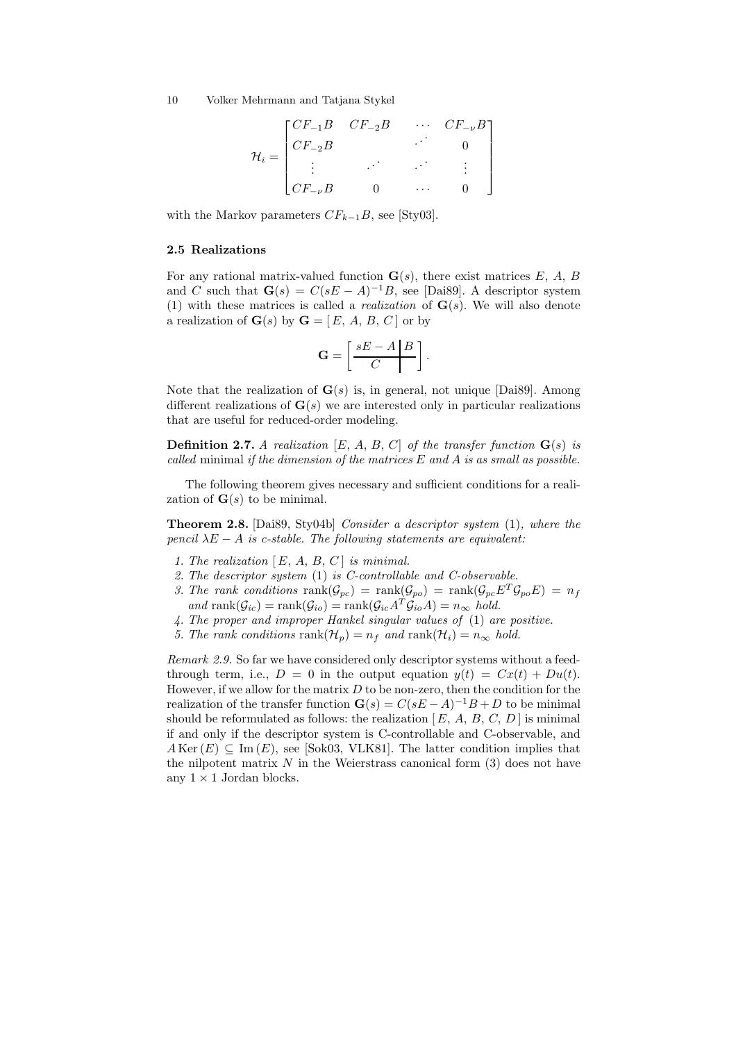$$
\mathcal{H}_i = \begin{bmatrix} CF_{-1}B & CF_{-2}B & \cdots & CF_{-\nu}B \\ CF_{-2}B & & \iddots & 0 \\ \vdots & \iddots & \iddots & \vdots \\ CF_{-\nu}B & 0 & \cdots & 0 \end{bmatrix}
$$

with the Markov parameters $CF_{k-1}B$, see [Sty03].

### 2.5 Realizations

For any rational matrix-valued function $\mathbf{G}(s)$, there exist matrices $E$, $A$, $B$ and $C$ such that $\mathbf{G}(s) = C(sE - A)^{-1}B$, see [Dai89]. A descriptor system (1) with these matrices is called a *realization* of $\mathbf{G}(s)$. We will also denote a realization of $\mathbf{G}(s)$ by $\mathbf{G} = [\,E,\, A,\, B,\, C\,]$ or by

$$
\mathbf{G} = \left[\begin{array}{c|c} sE - A & B \\ \hline C & \end{array}\right].
$$

Note that the realization of $\mathbf{G}(s)$ is, in general, not unique [Dai89]. Among different realizations of $\mathbf{G}(s)$ we are interested only in particular realizations that are useful for reduced-order modeling.

**Definition 2.7.** *A realization $[E,\, A,\, B,\, C]$ of the transfer function $\mathbf{G}(s)$ is called* minimal *if the dimension of the matrices $E$ and $A$ is as small as possible.*

The following theorem gives necessary and sufficient conditions for a realization of $\mathbf{G}(s)$ to be minimal.

**Theorem 2.8.** [Dai89, Sty04b] *Consider a descriptor system* (1)*, where the pencil $\lambda E - A$ is c-stable. The following statements are equivalent:*

1. *The realization $[\,E,\, A,\, B,\, C\,]$ is minimal.*
2. *The descriptor system* (1) *is C-controllable and C-observable.*
3. *The rank conditions $\operatorname{rank}(\mathcal{G}_{pc}) = \operatorname{rank}(\mathcal{G}_{po}) = \operatorname{rank}(\mathcal{G}_{pc}E^T\mathcal{G}_{po}E) = n_f$ and $\operatorname{rank}(\mathcal{G}_{ic}) = \operatorname{rank}(\mathcal{G}_{io}) = \operatorname{rank}(\mathcal{G}_{ic}A^T\mathcal{G}_{io}A) = n_\infty$ hold.*
4. *The proper and improper Hankel singular values of* (1) *are positive.*
5. *The rank conditions $\operatorname{rank}(\mathcal{H}_p) = n_f$ and $\operatorname{rank}(\mathcal{H}_i) = n_\infty$ hold.*

*Remark 2.9.* So far we have considered only descriptor systems without a feedthrough term, i.e., $D = 0$ in the output equation $y(t) = Cx(t) + Du(t)$. However, if we allow for the matrix $D$ to be non-zero, then the condition for the realization of the transfer function $\mathbf{G}(s) = C(sE - A)^{-1}B + D$ to be minimal should be reformulated as follows: the realization $[\,E,\, A,\, B,\, C,\, D\,]$ is minimal if and only if the descriptor system is C-controllable and C-observable, and $A\operatorname{Ker}(E) \subseteq \operatorname{Im}(E)$, see [Sok03, VLK81]. The latter condition implies that the nilpotent matrix $N$ in the Weierstrass canonical form (3) does not have any $1 \times 1$ Jordan blocks.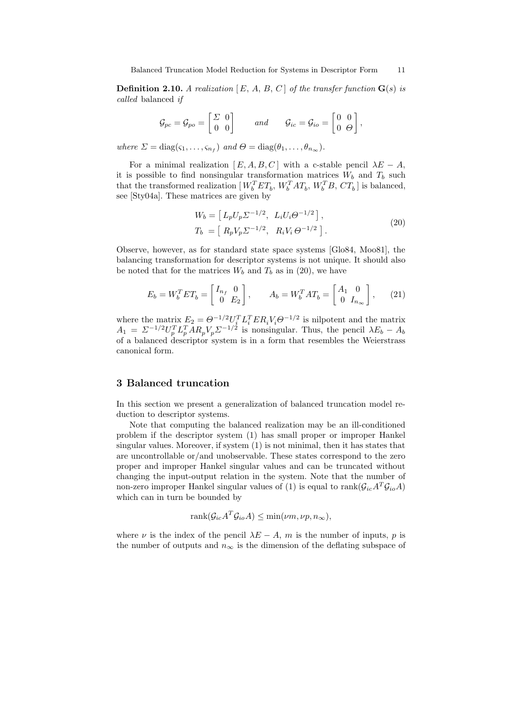**Definition 2.10.** *A realization* $[\,E,\,A,\,B,\,C\,]$ *of the transfer function* $\mathbf{G}(s)$ *is called* balanced *if*

$$\mathcal{G}_{pc} = \mathcal{G}_{po} = \begin{bmatrix} \Sigma & 0 \\ 0 & 0 \end{bmatrix} \qquad \textit{and} \qquad \mathcal{G}_{ic} = \mathcal{G}_{io} = \begin{bmatrix} 0 & 0 \\ 0 & \Theta \end{bmatrix},$$

*where* $\Sigma = \operatorname{diag}(\varsigma_1, \ldots, \varsigma_{n_f})$ *and* $\Theta = \operatorname{diag}(\theta_1, \ldots, \theta_{n_\infty})$.

For a minimal realization $[\,E, A, B, C\,]$ with a c-stable pencil $\lambda E - A$, it is possible to find nonsingular transformation matrices $W_b$ and $T_b$ such that the transformed realization $[\,W_b^T E T_b,\, W_b^T A T_b,\, W_b^T B,\, C T_b\,]$ is balanced, see [Sty04a]. These matrices are given by

$$\begin{aligned} W_b &= \left[\, L_p U_p \Sigma^{-1/2}, \;\; L_i U_i \Theta^{-1/2} \,\right], \\ T_b \; &= \left[\, R_p V_p \Sigma^{-1/2}, \;\; R_i V_i \,\Theta^{-1/2} \,\right]. \end{aligned} \tag{20}$$

Observe, however, as for standard state space systems [Glo84, Moo81], the balancing transformation for descriptor systems is not unique. It should also be noted that for the matrices $W_b$ and $T_b$ as in (20), we have

$$E_b = W_b^T E T_b = \begin{bmatrix} I_{n_f} & 0 \\ 0 & E_2 \end{bmatrix}, \qquad A_b = W_b^T A T_b = \begin{bmatrix} A_1 & 0 \\ 0 & I_{n_\infty} \end{bmatrix}, \tag{21}$$

where the matrix $E_2 = \Theta^{-1/2} U_i^T L_i^T E R_i V_i \Theta^{-1/2}$ is nilpotent and the matrix $A_1 = \Sigma^{-1/2} U_p^T L_p^T A R_p V_p \Sigma^{-1/2}$ is nonsingular. Thus, the pencil $\lambda E_b - A_b$ of a balanced descriptor system is in a form that resembles the Weierstrass canonical form.

# 3 Balanced truncation

In this section we present a generalization of balanced truncation model reduction to descriptor systems.

Note that computing the balanced realization may be an ill-conditioned problem if the descriptor system (1) has small proper or improper Hankel singular values. Moreover, if system (1) is not minimal, then it has states that are uncontrollable or/and unobservable. These states correspond to the zero proper and improper Hankel singular values and can be truncated without changing the input-output relation in the system. Note that the number of non-zero improper Hankel singular values of (1) is equal to $\operatorname{rank}(\mathcal{G}_{ic} A^T \mathcal{G}_{io} A)$ which can in turn be bounded by

$$\operatorname{rank}(\mathcal{G}_{ic} A^T \mathcal{G}_{io} A) \leq \min(\nu m, \nu p, n_\infty),$$

where $\nu$ is the index of the pencil $\lambda E - A$, $m$ is the number of inputs, $p$ is the number of outputs and $n_\infty$ is the dimension of the deflating subspace of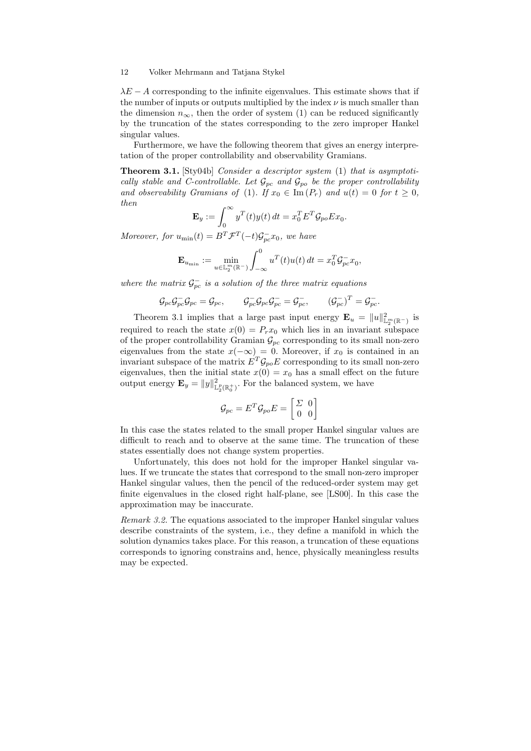$\lambda E - A$ corresponding to the infinite eigenvalues. This estimate shows that if the number of inputs or outputs multiplied by the index $\nu$ is much smaller than the dimension $n_\infty$, then the order of system (1) can be reduced significantly by the truncation of the states corresponding to the zero improper Hankel singular values.

Furthermore, we have the following theorem that gives an energy interpretation of the proper controllability and observability Gramians.

**Theorem 3.1.** [Sty04b] *Consider a descriptor system* (1) *that is asymptotically stable and C-controllable. Let $\mathcal{G}_{pc}$ and $\mathcal{G}_{po}$ be the proper controllability and observability Gramians of* (1)*. If $x_0 \in \operatorname{Im}(P_r)$ and $u(t) = 0$ for $t \geq 0$, then*

$$\mathbf{E}_y := \int_0^\infty y^T(t)y(t)\,dt = x_0^T E^T \mathcal{G}_{po} E x_0.$$

*Moreover, for $u_{\min}(t) = B^T \mathcal{F}^T(-t)\mathcal{G}_{pc}^- x_0$, we have*

$$\mathbf{E}_{u_{\min}} := \min_{u \in \mathbb{L}_2^m(\mathbb{R}^-)} \int_{-\infty}^0 u^T(t)u(t)\,dt = x_0^T \mathcal{G}_{pc}^- x_0,$$

*where the matrix $\mathcal{G}_{pc}^-$ is a solution of the three matrix equations*

$$\mathcal{G}_{pc}\mathcal{G}_{pc}^-\mathcal{G}_{pc} = \mathcal{G}_{pc}, \qquad \mathcal{G}_{pc}^-\mathcal{G}_{pc}\mathcal{G}_{pc}^- = \mathcal{G}_{pc}^-, \qquad (\mathcal{G}_{pc}^-)^T = \mathcal{G}_{pc}^-.$$

Theorem 3.1 implies that a large past input energy $\mathbf{E}_u = \|u\|^2_{\mathbb{L}_2^m(\mathbb{R}^-)}$ is required to reach the state $x(0) = P_r x_0$ which lies in an invariant subspace of the proper controllability Gramian $\mathcal{G}_{pc}$ corresponding to its small non-zero eigenvalues from the state $x(-\infty) = 0$. Moreover, if $x_0$ is contained in an invariant subspace of the matrix $E^T\mathcal{G}_{po}E$ corresponding to its small non-zero eigenvalues, then the initial state $x(0) = x_0$ has a small effect on the future output energy $\mathbf{E}_y = \|y\|^2_{\mathbb{L}_2^p(\mathbb{R}_0^+)}$. For the balanced system, we have

$$\mathcal{G}_{pc} = E^T\mathcal{G}_{po}E = \begin{bmatrix} \Sigma & 0 \\ 0 & 0 \end{bmatrix}$$

In this case the states related to the small proper Hankel singular values are difficult to reach and to observe at the same time. The truncation of these states essentially does not change system properties.

Unfortunately, this does not hold for the improper Hankel singular values. If we truncate the states that correspond to the small non-zero improper Hankel singular values, then the pencil of the reduced-order system may get finite eigenvalues in the closed right half-plane, see [LS00]. In this case the approximation may be inaccurate.

*Remark 3.2.* The equations associated to the improper Hankel singular values describe constraints of the system, i.e., they define a manifold in which the solution dynamics takes place. For this reason, a truncation of these equations corresponds to ignoring constrains and, hence, physically meaningless results may be expected.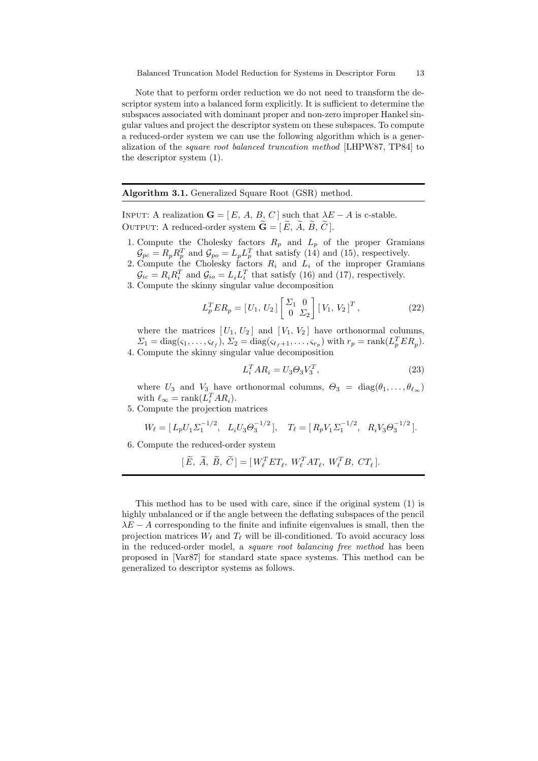Note that to perform order reduction we do not need to transform the descriptor system into a balanced form explicitly. It is sufficient to determine the subspaces associated with dominant proper and non-zero improper Hankel singular values and project the descriptor system on these subspaces. To compute a reduced-order system we can use the following algorithm which is a generalization of the *square root balanced truncation method* [LHPW87, TP84] to the descriptor system (1).

---

**Algorithm 3.1.** Generalized Square Root (GSR) method.

---

INPUT: A realization $\mathbf{G} = [\,E,\ A,\ B,\ C\,]$ such that $\lambda E - A$ is c-stable.
OUTPUT: A reduced-order system $\widetilde{\mathbf{G}} = [\,\widetilde{E},\ \widetilde{A},\ \widetilde{B},\ \widetilde{C}\,]$.

1. Compute the Cholesky factors $R_p$ and $L_p$ of the proper Gramians $\mathcal{G}_{pc} = R_p R_p^T$ and $\mathcal{G}_{po} = L_p L_p^T$ that satisfy (14) and (15), respectively.
2. Compute the Cholesky factors $R_i$ and $L_i$ of the improper Gramians $\mathcal{G}_{ic} = R_i R_i^T$ and $\mathcal{G}_{io} = L_i L_i^T$ that satisfy (16) and (17), respectively.
3. Compute the skinny singular value decomposition
$$L_p^T E R_p = [\,U_1,\ U_2\,] \begin{bmatrix} \Sigma_1 & 0 \\ 0 & \Sigma_2 \end{bmatrix} [\,V_1,\ V_2\,]^T, \tag{22}$$
where the matrices $[\,U_1,\ U_2\,]$ and $[\,V_1,\ V_2\,]$ have orthonormal columns, $\Sigma_1 = \operatorname{diag}(\varsigma_1, \ldots, \varsigma_{\ell_f})$, $\Sigma_2 = \operatorname{diag}(\varsigma_{\ell_f+1}, \ldots, \varsigma_{r_p})$ with $r_p = \operatorname{rank}(L_p^T E R_p)$.
4. Compute the skinny singular value decomposition
$$L_i^T A R_i = U_3 \Theta_3 V_3^T, \tag{23}$$
where $U_3$ and $V_3$ have orthonormal columns, $\Theta_3 = \operatorname{diag}(\theta_1, \ldots, \theta_{\ell_\infty})$ with $\ell_\infty = \operatorname{rank}(L_i^T A R_i)$.
5. Compute the projection matrices
$$W_\ell = [\,L_p U_1 \Sigma_1^{-1/2},\ \ L_i U_3 \Theta_3^{-1/2}\,], \quad T_\ell = [\,R_p V_1 \Sigma_1^{-1/2},\ \ R_i V_3 \Theta_3^{-1/2}\,].$$
6. Compute the reduced-order system
$$[\,\widetilde{E},\ \widetilde{A},\ \widetilde{B},\ \widetilde{C}\,] = [\,W_\ell^T E T_\ell,\ W_\ell^T A T_\ell,\ W_\ell^T B,\ C T_\ell\,].$$

---

This method has to be used with care, since if the original system (1) is highly unbalanced or if the angle between the deflating subspaces of the pencil $\lambda E - A$ corresponding to the finite and infinite eigenvalues is small, then the projection matrices $W_\ell$ and $T_\ell$ will be ill-conditioned. To avoid accuracy loss in the reduced-order model, a *square root balancing free method* has been proposed in [Var87] for standard state space systems. This method can be generalized to descriptor systems as follows.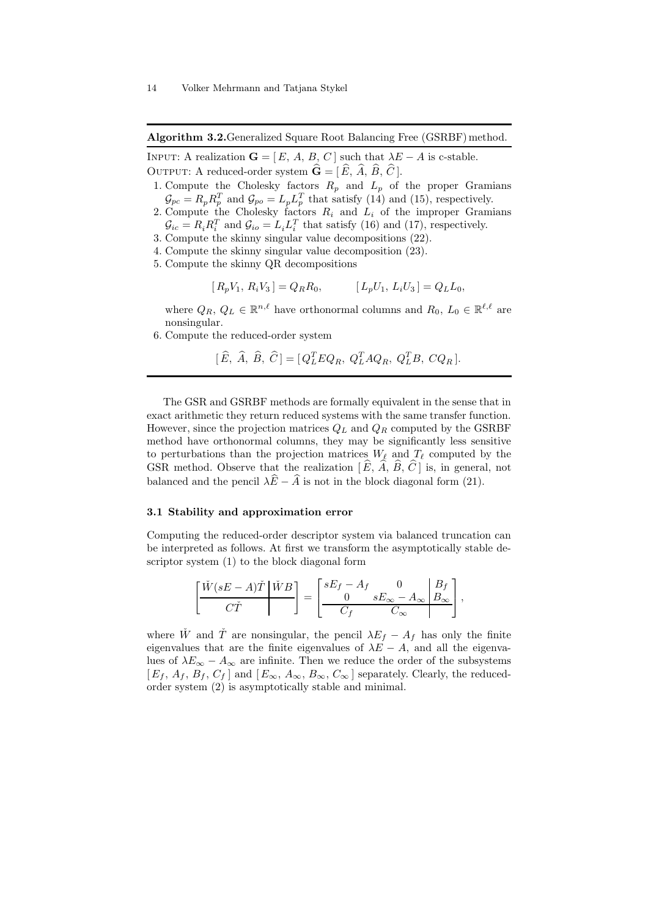**Algorithm 3.2.** Generalized Square Root Balancing Free (GSRBF) method.

INPUT: A realization $\mathbf{G} = [\,E,\ A,\ B,\ C\,]$ such that $\lambda E - A$ is c-stable.
OUTPUT: A reduced-order system $\widehat{\mathbf{G}} = [\,\widehat{E},\ \widehat{A},\ \widehat{B},\ \widehat{C}\,]$.

1. Compute the Cholesky factors $R_p$ and $L_p$ of the proper Gramians $\mathcal{G}_{pc} = R_p R_p^T$ and $\mathcal{G}_{po} = L_p L_p^T$ that satisfy (14) and (15), respectively.
2. Compute the Cholesky factors $R_i$ and $L_i$ of the improper Gramians $\mathcal{G}_{ic} = R_i R_i^T$ and $\mathcal{G}_{io} = L_i L_i^T$ that satisfy (16) and (17), respectively.
3. Compute the skinny singular value decompositions (22).
4. Compute the skinny singular value decomposition (23).
5. Compute the skinny QR decompositions

$$[\,R_p V_1,\ R_i V_3\,] = Q_R R_0, \qquad [\,L_p U_1,\ L_i U_3\,] = Q_L L_0,$$

   where $Q_R,\ Q_L \in \mathbb{R}^{n,\ell}$ have orthonormal columns and $R_0,\ L_0 \in \mathbb{R}^{\ell,\ell}$ are nonsingular.
6. Compute the reduced-order system

$$[\,\widehat{E},\ \widehat{A},\ \widehat{B},\ \widehat{C}\,] = [\,Q_L^T E Q_R,\ Q_L^T A Q_R,\ Q_L^T B,\ C Q_R\,].$$

The GSR and GSRBF methods are formally equivalent in the sense that in exact arithmetic they return reduced systems with the same transfer function. However, since the projection matrices $Q_L$ and $Q_R$ computed by the GSRBF method have orthonormal columns, they may be significantly less sensitive to perturbations than the projection matrices $W_\ell$ and $T_\ell$ computed by the GSR method. Observe that the realization $[\,\widehat{E},\ \widehat{A},\ \widehat{B},\ \widehat{C}\,]$ is, in general, not balanced and the pencil $\lambda\widehat{E} - \widehat{A}$ is not in the block diagonal form (21).

### 3.1 Stability and approximation error

Computing the reduced-order descriptor system via balanced truncation can be interpreted as follows. At first we transform the asymptotically stable descriptor system (1) to the block diagonal form

$$\left[\begin{array}{c|c} \check{W}(sE - A)\check{T} & \check{W}B \\ \hline C\check{T} & \end{array}\right] = \left[\begin{array}{cc|c} sE_f - A_f & 0 & B_f \\ 0 & sE_\infty - A_\infty & B_\infty \\ \hline C_f & C_\infty & \end{array}\right],$$

where $\check{W}$ and $\check{T}$ are nonsingular, the pencil $\lambda E_f - A_f$ has only the finite eigenvalues that are the finite eigenvalues of $\lambda E - A$, and all the eigenvalues of $\lambda E_\infty - A_\infty$ are infinite. Then we reduce the order of the subsystems $[\,E_f,\ A_f,\ B_f,\ C_f\,]$ and $[\,E_\infty,\ A_\infty,\ B_\infty,\ C_\infty\,]$ separately. Clearly, the reduced-order system (2) is asymptotically stable and minimal.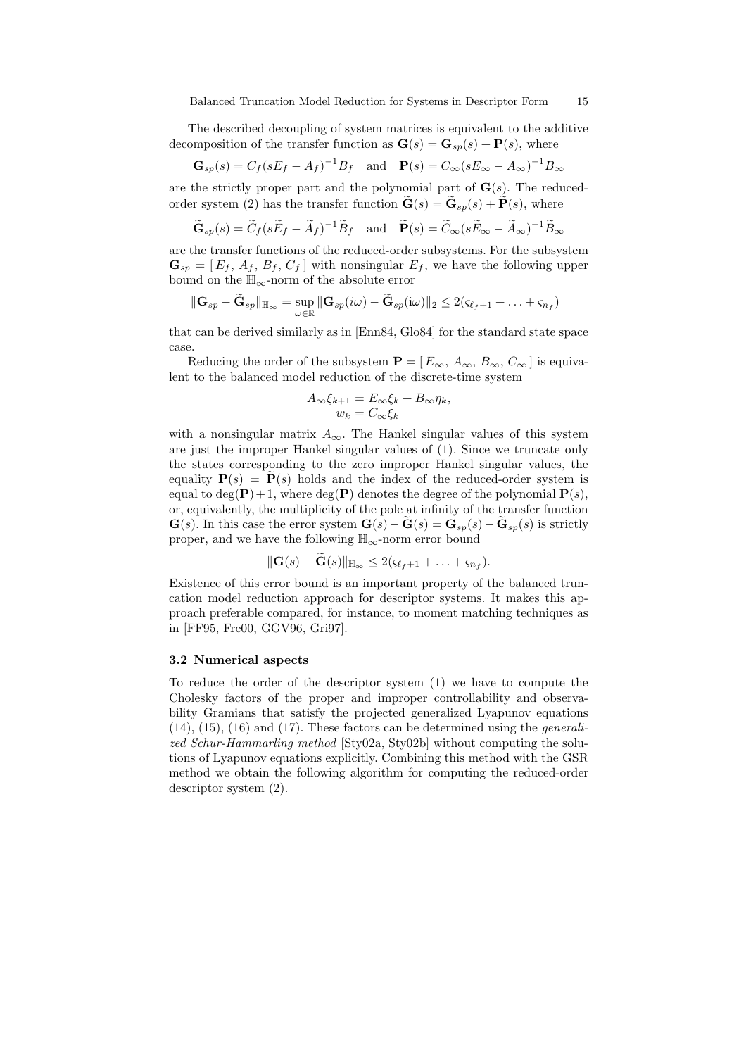The described decoupling of system matrices is equivalent to the additive decomposition of the transfer function as $\mathbf{G}(s) = \mathbf{G}_{sp}(s) + \mathbf{P}(s)$, where

$$\mathbf{G}_{sp}(s) = C_f(sE_f - A_f)^{-1}B_f \quad \text{and} \quad \mathbf{P}(s) = C_\infty(sE_\infty - A_\infty)^{-1}B_\infty$$

are the strictly proper part and the polynomial part of $\mathbf{G}(s)$. The reduced-order system (2) has the transfer function $\widetilde{\mathbf{G}}(s) = \widetilde{\mathbf{G}}_{sp}(s) + \widetilde{\mathbf{P}}(s)$, where

$$\widetilde{\mathbf{G}}_{sp}(s) = \widetilde{C}_f(s\widetilde{E}_f - \widetilde{A}_f)^{-1}\widetilde{B}_f \quad \text{and} \quad \widetilde{\mathbf{P}}(s) = \widetilde{C}_\infty(s\widetilde{E}_\infty - \widetilde{A}_\infty)^{-1}\widetilde{B}_\infty$$

are the transfer functions of the reduced-order subsystems. For the subsystem $\mathbf{G}_{sp} = [\, E_f,\, A_f,\, B_f,\, C_f \,]$ with nonsingular $E_f$, we have the following upper bound on the $\mathbb{H}_\infty$-norm of the absolute error

$$\|\mathbf{G}_{sp} - \widetilde{\mathbf{G}}_{sp}\|_{\mathbb{H}_\infty} = \sup_{\omega \in \mathbb{R}} \|\mathbf{G}_{sp}(i\omega) - \widetilde{\mathbf{G}}_{sp}(i\omega)\|_2 \leq 2(\varsigma_{\ell_f+1} + \ldots + \varsigma_{n_f})$$

that can be derived similarly as in [Enn84, Glo84] for the standard state space case.

Reducing the order of the subsystem $\mathbf{P} = [\, E_\infty,\, A_\infty,\, B_\infty,\, C_\infty \,]$ is equivalent to the balanced model reduction of the discrete-time system

$$\begin{aligned} A_\infty \xi_{k+1} &= E_\infty \xi_k + B_\infty \eta_k, \\ w_k &= C_\infty \xi_k \end{aligned}$$

with a nonsingular matrix $A_\infty$. The Hankel singular values of this system are just the improper Hankel singular values of (1). Since we truncate only the states corresponding to the zero improper Hankel singular values, the equality $\mathbf{P}(s) = \widetilde{\mathbf{P}}(s)$ holds and the index of the reduced-order system is equal to $\deg(\mathbf{P})+1$, where $\deg(\mathbf{P})$ denotes the degree of the polynomial $\mathbf{P}(s)$, or, equivalently, the multiplicity of the pole at infinity of the transfer function $\mathbf{G}(s)$. In this case the error system $\mathbf{G}(s) - \widetilde{\mathbf{G}}(s) = \mathbf{G}_{sp}(s) - \widetilde{\mathbf{G}}_{sp}(s)$ is strictly proper, and we have the following $\mathbb{H}_\infty$-norm error bound

$$\|\mathbf{G}(s) - \widetilde{\mathbf{G}}(s)\|_{\mathbb{H}_\infty} \leq 2(\varsigma_{\ell_f+1} + \ldots + \varsigma_{n_f}).$$

Existence of this error bound is an important property of the balanced truncation model reduction approach for descriptor systems. It makes this approach preferable compared, for instance, to moment matching techniques as in [FF95, Fre00, GGV96, Gri97].

### 3.2 Numerical aspects

To reduce the order of the descriptor system (1) we have to compute the Cholesky factors of the proper and improper controllability and observability Gramians that satisfy the projected generalized Lyapunov equations (14), (15), (16) and (17). These factors can be determined using the *generalized Schur-Hammarling method* [Sty02a, Sty02b] without computing the solutions of Lyapunov equations explicitly. Combining this method with the GSR method we obtain the following algorithm for computing the reduced-order descriptor system (2).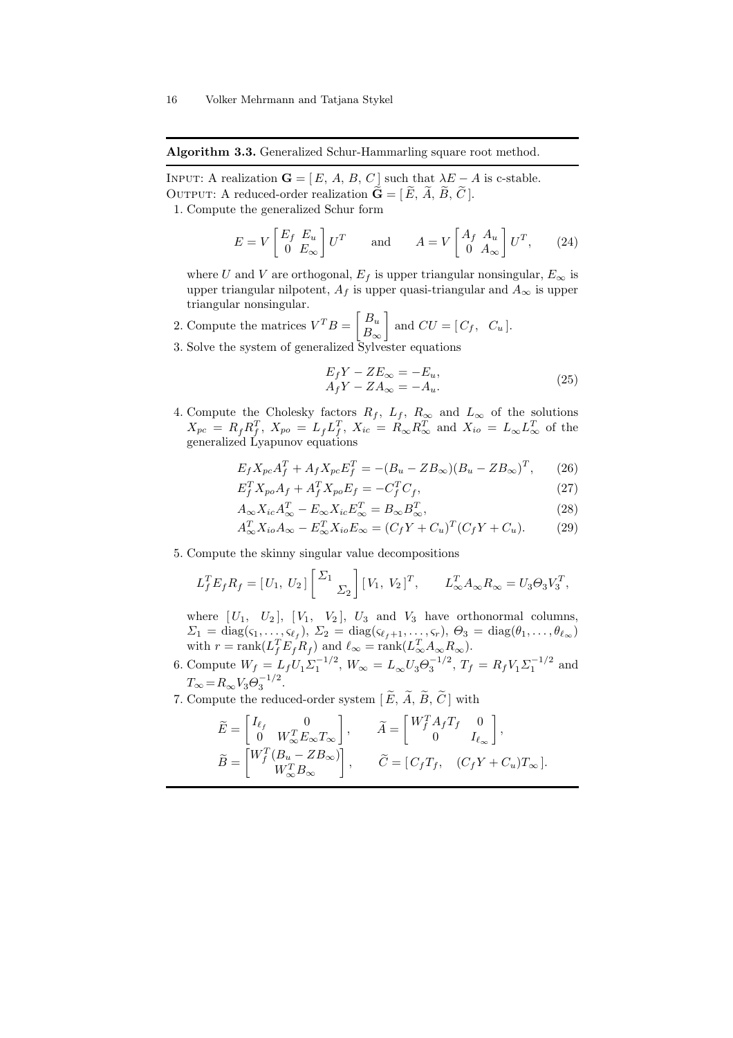**Algorithm 3.3.** Generalized Schur-Hammarling square root method.

INPUT: A realization $\mathbf{G} = [\,E,\, A,\, B,\, C\,]$ such that $\lambda E - A$ is c-stable.
OUTPUT: A reduced-order realization $\widetilde{\mathbf{G}} = [\,\widetilde{E},\, \widetilde{A},\, \widetilde{B},\, \widetilde{C}\,]$.

1. Compute the generalized Schur form

$$E = V \begin{bmatrix} E_f & E_u \\ 0 & E_\infty \end{bmatrix} U^T \qquad \text{and} \qquad A = V \begin{bmatrix} A_f & A_u \\ 0 & A_\infty \end{bmatrix} U^T, \tag{24}$$

where $U$ and $V$ are orthogonal, $E_f$ is upper triangular nonsingular, $E_\infty$ is upper triangular nilpotent, $A_f$ is upper quasi-triangular and $A_\infty$ is upper triangular nonsingular.

2. Compute the matrices $V^T B = \begin{bmatrix} B_u \\ B_\infty \end{bmatrix}$ and $CU = [\, C_f, \;\; C_u \,]$.

3. Solve the system of generalized Sylvester equations

$$\begin{aligned} E_f Y - Z E_\infty &= -E_u, \\ A_f Y - Z A_\infty &= -A_u. \end{aligned} \tag{25}$$

4. Compute the Cholesky factors $R_f$, $L_f$, $R_\infty$ and $L_\infty$ of the solutions $X_{pc} = R_f R_f^T$, $X_{po} = L_f L_f^T$, $X_{ic} = R_\infty R_\infty^T$ and $X_{io} = L_\infty L_\infty^T$ of the generalized Lyapunov equations

$$E_f X_{pc} A_f^T + A_f X_{pc} E_f^T = -(B_u - Z B_\infty)(B_u - Z B_\infty)^T, \tag{26}$$

$$E_f^T X_{po} A_f + A_f^T X_{po} E_f = -C_f^T C_f, \tag{27}$$

$$A_\infty X_{ic} A_\infty^T - E_\infty X_{ic} E_\infty^T = B_\infty B_\infty^T, \tag{28}$$

$$A_\infty^T X_{io} A_\infty - E_\infty^T X_{io} E_\infty = (C_f Y + C_u)^T (C_f Y + C_u). \tag{29}$$

5. Compute the skinny singular value decompositions

$$L_f^T E_f R_f = [\,U_1,\; U_2\,] \begin{bmatrix} \Sigma_1 & \\ & \Sigma_2 \end{bmatrix} [\,V_1,\; V_2\,]^T, \qquad L_\infty^T A_\infty R_\infty = U_3 \Theta_3 V_3^T,$$

where $[\,U_1, \;\; U_2\,]$, $[\,V_1, \;\; V_2\,]$, $U_3$ and $V_3$ have orthonormal columns, $\Sigma_1 = \operatorname{diag}(\varsigma_1, \ldots, \varsigma_{\ell_f})$, $\Sigma_2 = \operatorname{diag}(\varsigma_{\ell_f+1}, \ldots, \varsigma_r)$, $\Theta_3 = \operatorname{diag}(\theta_1, \ldots, \theta_{\ell_\infty})$ with $r = \operatorname{rank}(L_f^T E_f R_f)$ and $\ell_\infty = \operatorname{rank}(L_\infty^T A_\infty R_\infty)$.

6. Compute $W_f = L_f U_1 \Sigma_1^{-1/2}$, $W_\infty = L_\infty U_3 \Theta_3^{-1/2}$, $T_f = R_f V_1 \Sigma_1^{-1/2}$ and $T_\infty = R_\infty V_3 \Theta_3^{-1/2}$.

7. Compute the reduced-order system $[\,\widetilde{E},\, \widetilde{A},\, \widetilde{B},\, \widetilde{C}\,]$ with

$$\widetilde{E} = \begin{bmatrix} I_{\ell_f} & 0 \\ 0 & W_\infty^T E_\infty T_\infty \end{bmatrix}, \qquad \widetilde{A} = \begin{bmatrix} W_f^T A_f T_f & 0 \\ 0 & I_{\ell_\infty} \end{bmatrix},$$

$$\widetilde{B} = \begin{bmatrix} W_f^T (B_u - Z B_\infty) \\ W_\infty^T B_\infty \end{bmatrix}, \qquad \widetilde{C} = [\, C_f T_f, \quad (C_f Y + C_u) T_\infty \,].$$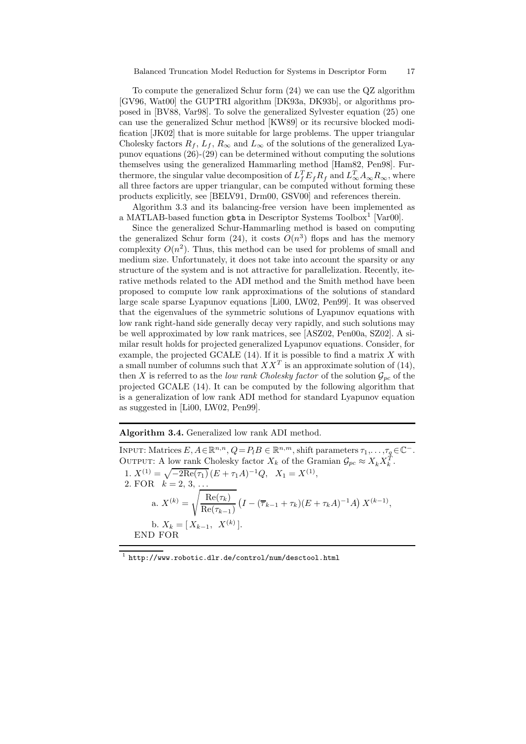To compute the generalized Schur form (24) we can use the QZ algorithm [GV96, Wat00] the GUPTRI algorithm [DK93a, DK93b], or algorithms proposed in [BV88, Var98]. To solve the generalized Sylvester equation (25) one can use the generalized Schur method [KW89] or its recursive blocked modification [JK02] that is more suitable for large problems. The upper triangular Cholesky factors $R_f$, $L_f$, $R_\infty$ and $L_\infty$ of the solutions of the generalized Lyapunov equations (26)-(29) can be determined without computing the solutions themselves using the generalized Hammarling method [Ham82, Pen98]. Furthermore, the singular value decomposition of $L_f^T E_f R_f$ and $L_\infty^T A_\infty R_\infty$, where all three factors are upper triangular, can be computed without forming these products explicitly, see [BELV91, Drm00, GSV00] and references therein.

Algorithm 3.3 and its balancing-free version have been implemented as a MATLAB-based function `gbta` in Descriptor Systems Toolbox[1] [Var00].

Since the generalized Schur-Hammarling method is based on computing the generalized Schur form (24), it costs $O(n^3)$ flops and has the memory complexity $O(n^2)$. Thus, this method can be used for problems of small and medium size. Unfortunately, it does not take into account the sparsity or any structure of the system and is not attractive for parallelization. Recently, iterative methods related to the ADI method and the Smith method have been proposed to compute low rank approximations of the solutions of standard large scale sparse Lyapunov equations [Li00, LW02, Pen99]. It was observed that the eigenvalues of the symmetric solutions of Lyapunov equations with low rank right-hand side generally decay very rapidly, and such solutions may be well approximated by low rank matrices, see [ASZ02, Pen00a, SZ02]. A similar result holds for projected generalized Lyapunov equations. Consider, for example, the projected GCALE (14). If it is possible to find a matrix $X$ with a small number of columns such that $XX^T$ is an approximate solution of (14), then $X$ is referred to as the *low rank Cholesky factor* of the solution $\mathcal{G}_{pc}$ of the projected GCALE (14). It can be computed by the following algorithm that is a generalization of low rank ADI method for standard Lyapunov equation as suggested in [Li00, LW02, Pen99].

---

**Algorithm 3.4.** Generalized low rank ADI method.

---

INPUT: Matrices $E, A \in \mathbb{R}^{n,n}$, $Q = P_l B \in \mathbb{R}^{n,m}$, shift parameters $\tau_1, \ldots, \tau_q \in \mathbb{C}^-$.
OUTPUT: A low rank Cholesky factor $X_k$ of the Gramian $\mathcal{G}_{pc} \approx X_k X_k^T$.

1. $X^{(1)} = \sqrt{-2\mathrm{Re}(\tau_1)}\,(E + \tau_1 A)^{-1} Q, \quad X_1 = X^{(1)}$,
2. FOR $\quad k = 2, 3, \ldots$

   a. $X^{(k)} = \sqrt{\dfrac{\mathrm{Re}(\tau_k)}{\mathrm{Re}(\tau_{k-1})}}\,\big(I - (\overline{\tau}_{k-1} + \tau_k)(E + \tau_k A)^{-1} A\big)\, X^{(k-1)}$,

   b. $X_k = [\, X_{k-1}, \;\; X^{(k)} \,]$.

   END FOR

---

[1] http://www.robotic.dlr.de/control/num/desctool.html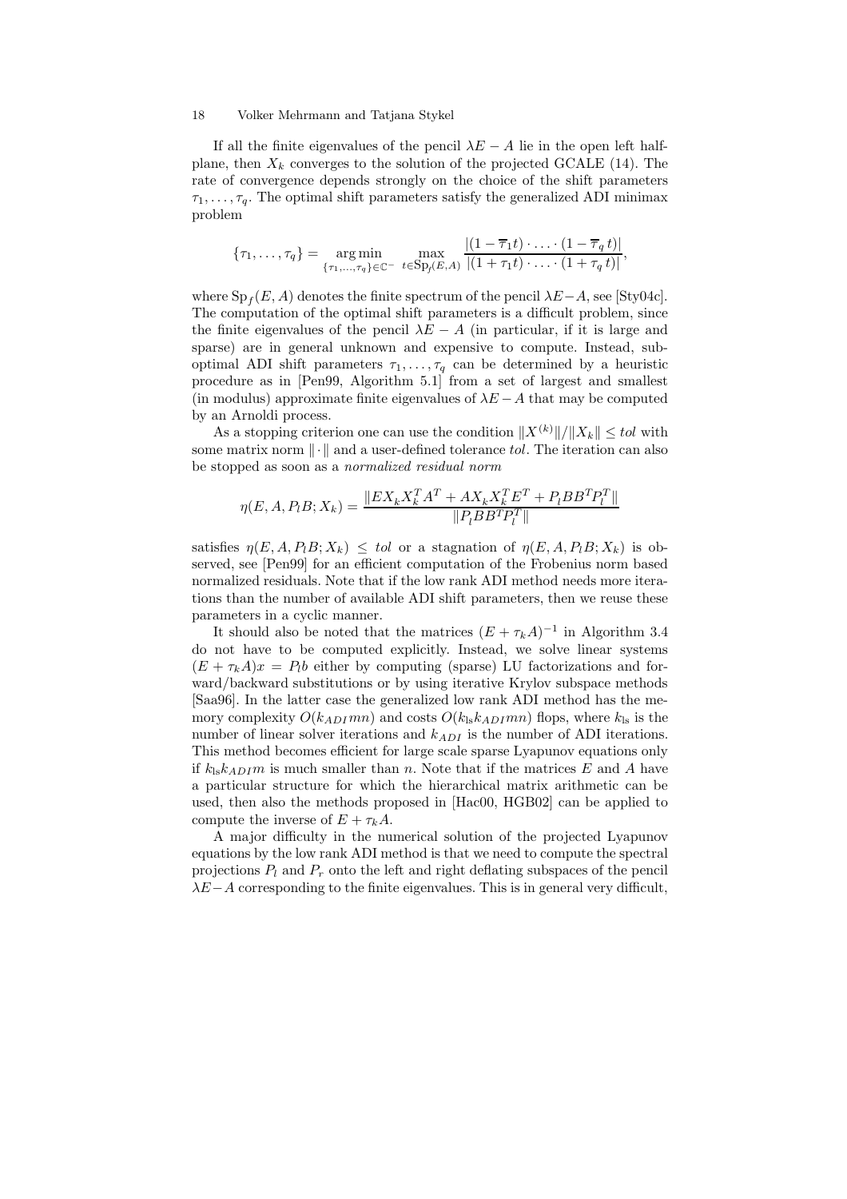If all the finite eigenvalues of the pencil $\lambda E - A$ lie in the open left half-plane, then $X_k$ converges to the solution of the projected GCALE (14). The rate of convergence depends strongly on the choice of the shift parameters $\tau_1, \ldots, \tau_q$. The optimal shift parameters satisfy the generalized ADI minimax problem

$$\{\tau_1, \ldots, \tau_q\} = \underset{\{\tau_1,\ldots,\tau_q\}\in\mathbb{C}^-}{\arg\min} \; \max_{t\in \mathrm{Sp}_f(E,A)} \frac{|(1-\overline{\tau}_1 t)\cdot \ldots \cdot (1-\overline{\tau}_q\, t)|}{|(1+\tau_1 t)\cdot \ldots \cdot (1+\tau_q\, t)|},$$

where $\mathrm{Sp}_f(E, A)$ denotes the finite spectrum of the pencil $\lambda E-A$, see [Sty04c]. The computation of the optimal shift parameters is a difficult problem, since the finite eigenvalues of the pencil $\lambda E - A$ (in particular, if it is large and sparse) are in general unknown and expensive to compute. Instead, suboptimal ADI shift parameters $\tau_1, \ldots, \tau_q$ can be determined by a heuristic procedure as in [Pen99, Algorithm 5.1] from a set of largest and smallest (in modulus) approximate finite eigenvalues of $\lambda E - A$ that may be computed by an Arnoldi process.

As a stopping criterion one can use the condition $\|X^{(k)}\|/\|X_k\| \le tol$ with some matrix norm $\|\cdot\|$ and a user-defined tolerance $tol$. The iteration can also be stopped as soon as a *normalized residual norm*

$$\eta(E, A, P_l B; X_k) = \frac{\|E X_k X_k^T A^T + A X_k X_k^T E^T + P_l B B^T P_l^T\|}{\|P_l B B^T P_l^T\|}$$

satisfies $\eta(E, A, P_l B; X_k) \le tol$ or a stagnation of $\eta(E, A, P_l B; X_k)$ is observed, see [Pen99] for an efficient computation of the Frobenius norm based normalized residuals. Note that if the low rank ADI method needs more iterations than the number of available ADI shift parameters, then we reuse these parameters in a cyclic manner.

It should also be noted that the matrices $(E + \tau_k A)^{-1}$ in Algorithm 3.4 do not have to be computed explicitly. Instead, we solve linear systems $(E + \tau_k A)x = P_l b$ either by computing (sparse) LU factorizations and forward/backward substitutions or by using iterative Krylov subspace methods [Saa96]. In the latter case the generalized low rank ADI method has the memory complexity $O(k_{ADI} mn)$ and costs $O(k_{\mathrm{ls}} k_{ADI} mn)$ flops, where $k_{\mathrm{ls}}$ is the number of linear solver iterations and $k_{ADI}$ is the number of ADI iterations. This method becomes efficient for large scale sparse Lyapunov equations only if $k_{\mathrm{ls}} k_{ADI} m$ is much smaller than $n$. Note that if the matrices $E$ and $A$ have a particular structure for which the hierarchical matrix arithmetic can be used, then also the methods proposed in [Hac00, HGB02] can be applied to compute the inverse of $E + \tau_k A$.

A major difficulty in the numerical solution of the projected Lyapunov equations by the low rank ADI method is that we need to compute the spectral projections $P_l$ and $P_r$ onto the left and right deflating subspaces of the pencil $\lambda E - A$ corresponding to the finite eigenvalues. This is in general very difficult,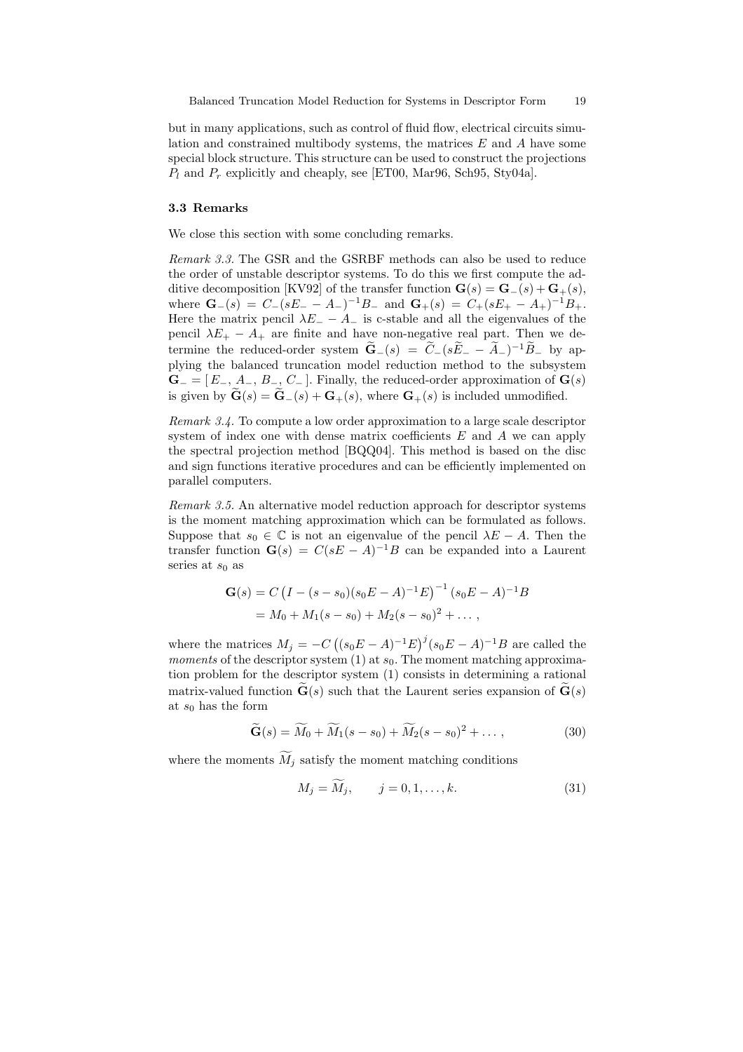but in many applications, such as control of fluid flow, electrical circuits simulation and constrained multibody systems, the matrices $E$ and $A$ have some special block structure. This structure can be used to construct the projections $P_l$ and $P_r$ explicitly and cheaply, see [ET00, Mar96, Sch95, Sty04a].

### 3.3 Remarks

We close this section with some concluding remarks.

*Remark 3.3.* The GSR and the GSRBF methods can also be used to reduce the order of unstable descriptor systems. To do this we first compute the additive decomposition [KV92] of the transfer function $\mathbf{G}(s) = \mathbf{G}_-(s) + \mathbf{G}_+(s)$, where $\mathbf{G}_-(s) = C_-(sE_- - A_-)^{-1}B_-$ and $\mathbf{G}_+(s) = C_+(sE_+ - A_+)^{-1}B_+$. Here the matrix pencil $\lambda E_- - A_-$ is c-stable and all the eigenvalues of the pencil $\lambda E_+ - A_+$ are finite and have non-negative real part. Then we determine the reduced-order system $\widetilde{\mathbf{G}}_-(s) = \widetilde{C}_-(s\widetilde{E}_- - \widetilde{A}_-)^{-1}\widetilde{B}_-$ by applying the balanced truncation model reduction method to the subsystem $\mathbf{G}_- = [\, E_-, \, A_-, \, B_-, \, C_- \,]$. Finally, the reduced-order approximation of $\mathbf{G}(s)$ is given by $\widetilde{\mathbf{G}}(s) = \widetilde{\mathbf{G}}_-(s) + \mathbf{G}_+(s)$, where $\mathbf{G}_+(s)$ is included unmodified.

*Remark 3.4.* To compute a low order approximation to a large scale descriptor system of index one with dense matrix coefficients $E$ and $A$ we can apply the spectral projection method [BQQ04]. This method is based on the disc and sign functions iterative procedures and can be efficiently implemented on parallel computers.

*Remark 3.5.* An alternative model reduction approach for descriptor systems is the moment matching approximation which can be formulated as follows. Suppose that $s_0 \in \mathbb{C}$ is not an eigenvalue of the pencil $\lambda E - A$. Then the transfer function $\mathbf{G}(s) = C(sE - A)^{-1}B$ can be expanded into a Laurent series at $s_0$ as

$$
\begin{aligned}
\mathbf{G}(s) &= C\left(I - (s - s_0)(s_0E - A)^{-1}E\right)^{-1}(s_0E - A)^{-1}B \\
&= M_0 + M_1(s - s_0) + M_2(s - s_0)^2 + \ldots\,,
\end{aligned}
$$

where the matrices $M_j = -C\left((s_0E - A)^{-1}E\right)^j(s_0E - A)^{-1}B$ are called the *moments* of the descriptor system (1) at $s_0$. The moment matching approximation problem for the descriptor system (1) consists in determining a rational matrix-valued function $\widetilde{\mathbf{G}}(s)$ such that the Laurent series expansion of $\widetilde{\mathbf{G}}(s)$ at $s_0$ has the form

$$
\widetilde{\mathbf{G}}(s) = \widetilde{M}_0 + \widetilde{M}_1(s - s_0) + \widetilde{M}_2(s - s_0)^2 + \ldots\,, \tag{30}
$$

where the moments $\widetilde{M}_j$ satisfy the moment matching conditions

$$
M_j = \widetilde{M}_j, \qquad j = 0, 1, \ldots, k. \tag{31}
$$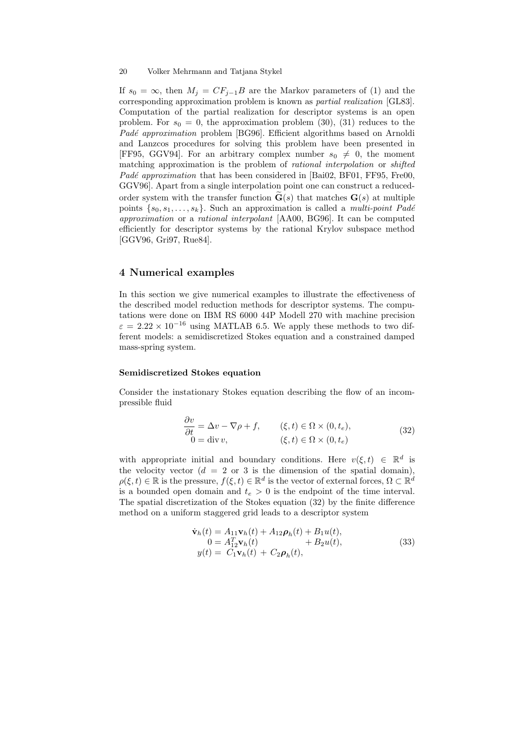If $s_0 = \infty$, then $M_j = CF_{j-1}B$ are the Markov parameters of (1) and the corresponding approximation problem is known as *partial realization* [GL83]. Computation of the partial realization for descriptor systems is an open problem. For $s_0 = 0$, the approximation problem (30), (31) reduces to the *Padé approximation* problem [BG96]. Efficient algorithms based on Arnoldi and Lanzcos procedures for solving this problem have been presented in [FF95, GGV94]. For an arbitrary complex number $s_0 \neq 0$, the moment matching approximation is the problem of *rational interpolation* or *shifted Padé approximation* that has been considered in [Bai02, BF01, FF95, Fre00, GGV96]. Apart from a single interpolation point one can construct a reduced-order system with the transfer function $\widetilde{\mathbf{G}}(s)$ that matches $\mathbf{G}(s)$ at multiple points $\{s_0, s_1, \ldots, s_k\}$. Such an approximation is called a *multi-point Padé approximation* or a *rational interpolant* [AA00, BG96]. It can be computed efficiently for descriptor systems by the rational Krylov subspace method [GGV96, Gri97, Rue84].

## 4 Numerical examples

In this section we give numerical examples to illustrate the effectiveness of the described model reduction methods for descriptor systems. The computations were done on IBM RS 6000 44P Modell 270 with machine precision $\varepsilon = 2.22 \times 10^{-16}$ using MATLAB 6.5. We apply these methods to two different models: a semidiscretized Stokes equation and a constrained damped mass-spring system.

**Semidiscretized Stokes equation**

Consider the instationary Stokes equation describing the flow of an incompressible fluid

$$
\begin{aligned}
\frac{\partial v}{\partial t} &= \Delta v - \nabla \rho + f, \qquad && (\xi, t) \in \Omega \times (0, t_e), \\
0 &= \operatorname{div} v, && (\xi, t) \in \Omega \times (0, t_e)
\end{aligned}
\tag{32}
$$

with appropriate initial and boundary conditions. Here $v(\xi, t) \in \mathbb{R}^d$ is the velocity vector ($d = 2$ or $3$ is the dimension of the spatial domain), $\rho(\xi, t) \in \mathbb{R}$ is the pressure, $f(\xi, t) \in \mathbb{R}^d$ is the vector of external forces, $\Omega \subset \mathbb{R}^d$ is a bounded open domain and $t_e > 0$ is the endpoint of the time interval. The spatial discretization of the Stokes equation (32) by the finite difference method on a uniform staggered grid leads to a descriptor system

$$
\begin{aligned}
\dot{\mathbf{v}}_h(t) &= A_{11}\mathbf{v}_h(t) + A_{12}\boldsymbol{\rho}_h(t) + B_1 u(t), \\
0 &= A_{12}^T \mathbf{v}_h(t) \qquad\qquad\quad\;\; + B_2 u(t), \\
y(t) &= \; C_1 \mathbf{v}_h(t) \; + \; C_2 \boldsymbol{\rho}_h(t),
\end{aligned}
\tag{33}
$$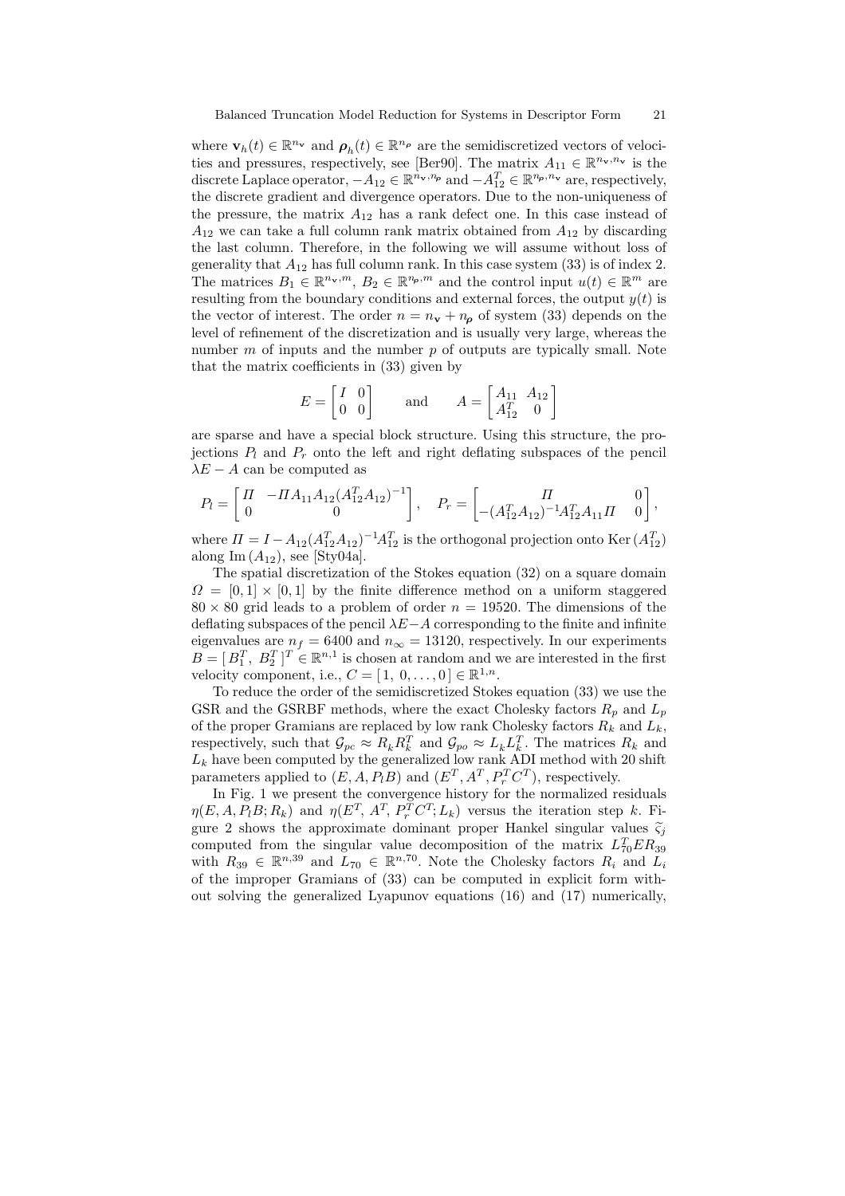where $\mathbf{v}_h(t) \in \mathbb{R}^{n_\mathbf{v}}$ and $\boldsymbol{\rho}_h(t) \in \mathbb{R}^{n_\boldsymbol{\rho}}$ are the semidiscretized vectors of velocities and pressures, respectively, see [Ber90]. The matrix $A_{11} \in \mathbb{R}^{n_\mathbf{v},n_\mathbf{v}}$ is the discrete Laplace operator, $-A_{12} \in \mathbb{R}^{n_\mathbf{v},n_\boldsymbol{\rho}}$ and $-A_{12}^T \in \mathbb{R}^{n_\boldsymbol{\rho},n_\mathbf{v}}$ are, respectively, the discrete gradient and divergence operators. Due to the non-uniqueness of the pressure, the matrix $A_{12}$ has a rank defect one. In this case instead of $A_{12}$ we can take a full column rank matrix obtained from $A_{12}$ by discarding the last column. Therefore, in the following we will assume without loss of generality that $A_{12}$ has full column rank. In this case system (33) is of index 2. The matrices $B_1 \in \mathbb{R}^{n_\mathbf{v},m}$, $B_2 \in \mathbb{R}^{n_\boldsymbol{\rho},m}$ and the control input $u(t) \in \mathbb{R}^m$ are resulting from the boundary conditions and external forces, the output $y(t)$ is the vector of interest. The order $n = n_\mathbf{v} + n_\boldsymbol{\rho}$ of system (33) depends on the level of refinement of the discretization and is usually very large, whereas the number $m$ of inputs and the number $p$ of outputs are typically small. Note that the matrix coefficients in (33) given by

$$E = \begin{bmatrix} I & 0 \\ 0 & 0 \end{bmatrix} \qquad \text{and} \qquad A = \begin{bmatrix} A_{11} & A_{12} \\ A_{12}^T & 0 \end{bmatrix}$$

are sparse and have a special block structure. Using this structure, the projections $P_l$ and $P_r$ onto the left and right deflating subspaces of the pencil $\lambda E - A$ can be computed as

$$P_l = \begin{bmatrix} \Pi & -\Pi A_{11} A_{12} (A_{12}^T A_{12})^{-1} \\ 0 & 0 \end{bmatrix}, \quad P_r = \begin{bmatrix} \Pi & 0 \\ -(A_{12}^T A_{12})^{-1} A_{12}^T A_{11} \Pi & 0 \end{bmatrix},$$

where $\Pi = I - A_{12}(A_{12}^T A_{12})^{-1} A_{12}^T$ is the orthogonal projection onto $\operatorname{Ker}(A_{12}^T)$ along $\operatorname{Im}(A_{12})$, see [Sty04a].

The spatial discretization of the Stokes equation (32) on a square domain $\Omega = [0,1] \times [0,1]$ by the finite difference method on a uniform staggered $80 \times 80$ grid leads to a problem of order $n = 19520$. The dimensions of the deflating subspaces of the pencil $\lambda E - A$ corresponding to the finite and infinite eigenvalues are $n_f = 6400$ and $n_\infty = 13120$, respectively. In our experiments $B = [\, B_1^T, \; B_2^T \,]^T \in \mathbb{R}^{n,1}$ is chosen at random and we are interested in the first velocity component, i.e., $C = [\, 1, \; 0, \ldots, 0 \,] \in \mathbb{R}^{1,n}$.

To reduce the order of the semidiscretized Stokes equation (33) we use the GSR and the GSRBF methods, where the exact Cholesky factors $R_p$ and $L_p$ of the proper Gramians are replaced by low rank Cholesky factors $R_k$ and $L_k$, respectively, such that $\mathcal{G}_{pc} \approx R_k R_k^T$ and $\mathcal{G}_{po} \approx L_k L_k^T$. The matrices $R_k$ and $L_k$ have been computed by the generalized low rank ADI method with 20 shift parameters applied to $(E, A, P_l B)$ and $(E^T, A^T, P_r^T C^T)$, respectively.

In Fig. 1 we present the convergence history for the normalized residuals $\eta(E, A, P_l B; R_k)$ and $\eta(E^T, A^T, P_r^T C^T; L_k)$ versus the iteration step $k$. Figure 2 shows the approximate dominant proper Hankel singular values $\widetilde{\varsigma}_j$ computed from the singular value decomposition of the matrix $L_{70}^T E R_{39}$ with $R_{39} \in \mathbb{R}^{n,39}$ and $L_{70} \in \mathbb{R}^{n,70}$. Note the Cholesky factors $R_i$ and $L_i$ of the improper Gramians of (33) can be computed in explicit form without solving the generalized Lyapunov equations (16) and (17) numerically,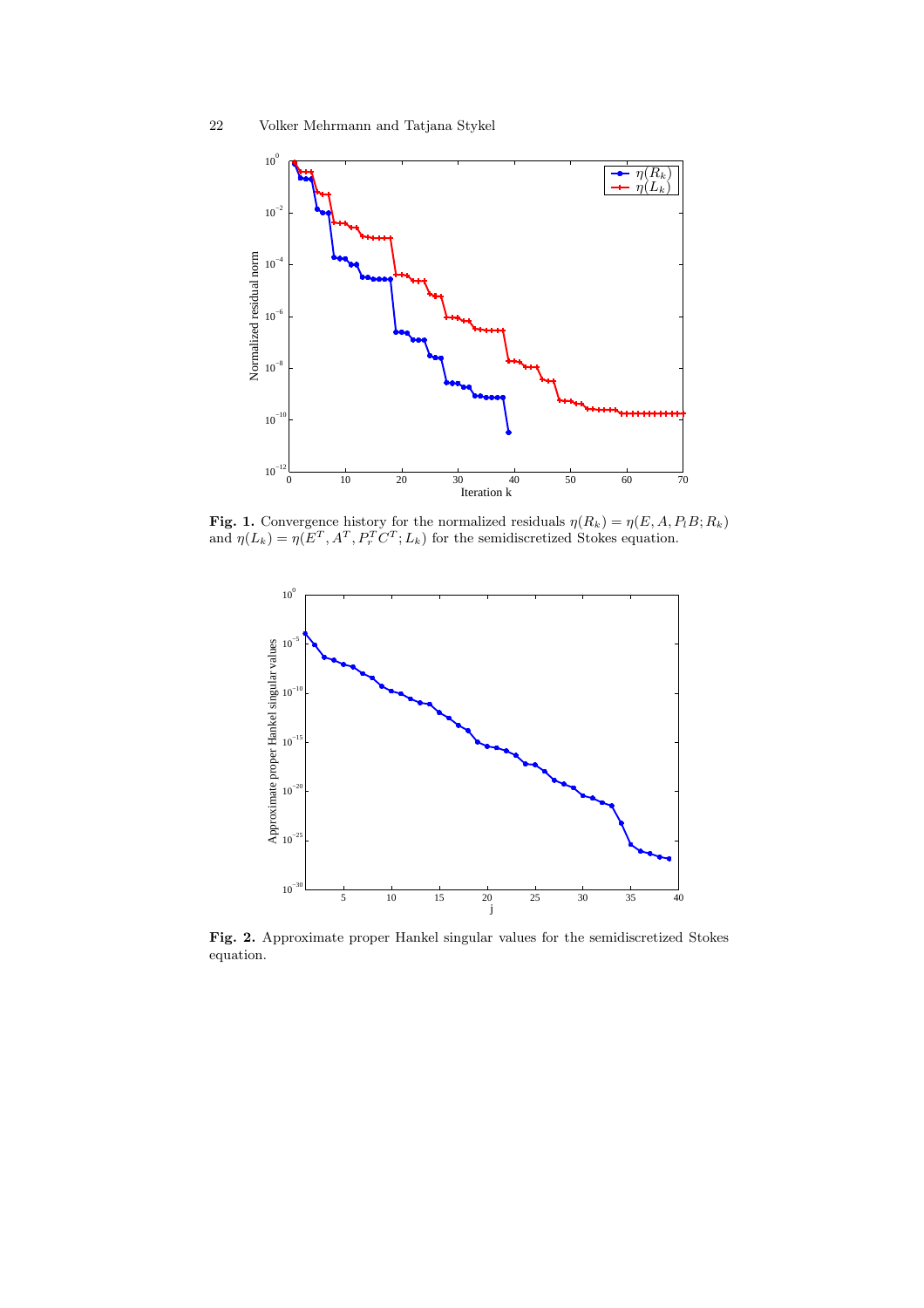**Fig. 1.** Convergence history for the normalized residuals $\eta(R_k) = \eta(E, A, P_l B; R_k)$ and $\eta(L_k) = \eta(E^T, A^T, P_r^T C^T; L_k)$ for the semidiscretized Stokes equation.

**Fig. 2.** Approximate proper Hankel singular values for the semidiscretized Stokes equation.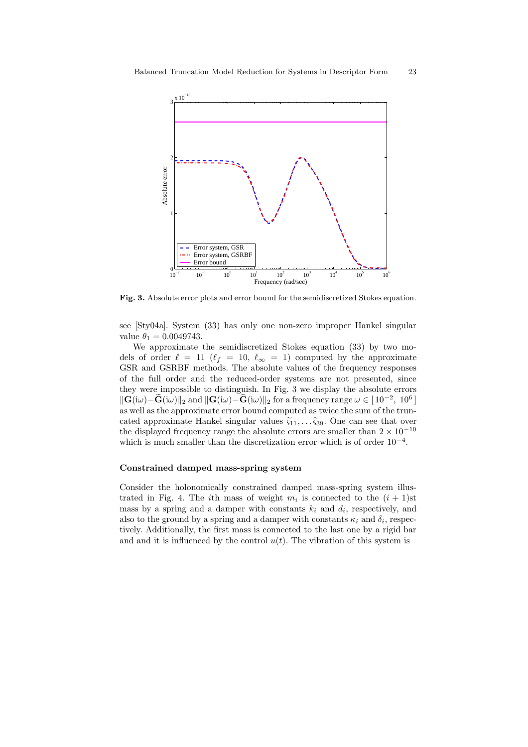**Fig. 3.** Absolute error plots and error bound for the semidiscretized Stokes equation.

see [Sty04a]. System (33) has only one non-zero improper Hankel singular value $\theta_1 = 0.0049743$.

We approximate the semidiscretized Stokes equation (33) by two models of order $\ell = 11$ ($\ell_f = 10$, $\ell_\infty = 1$) computed by the approximate GSR and GSRBF methods. The absolute values of the frequency responses of the full order and the reduced-order systems are not presented, since they were impossible to distinguish. In Fig. 3 we display the absolute errors $\|\mathbf{G}(\mathrm{i}\omega)-\widetilde{\mathbf{G}}(\mathrm{i}\omega)\|_2$ and $\|\mathbf{G}(\mathrm{i}\omega)-\widehat{\mathbf{G}}(\mathrm{i}\omega)\|_2$ for a frequency range $\omega \in [\,10^{-2},\ 10^{6}\,]$ as well as the approximate error bound computed as twice the sum of the truncated approximate Hankel singular values $\widetilde{\varsigma}_{11}, \ldots \widetilde{\varsigma}_{39}$. One can see that over the displayed frequency range the absolute errors are smaller than $2 \times 10^{-10}$ which is much smaller than the discretization error which is of order $10^{-4}$.

### Constrained damped mass-spring system

Consider the holonomically constrained damped mass-spring system illustrated in Fig. 4. The $i$th mass of weight $m_i$ is connected to the $(i+1)$st mass by a spring and a damper with constants $k_i$ and $d_i$, respectively, and also to the ground by a spring and a damper with constants $\kappa_i$ and $\delta_i$, respectively. Additionally, the first mass is connected to the last one by a rigid bar and and it is influenced by the control $u(t)$. The vibration of this system is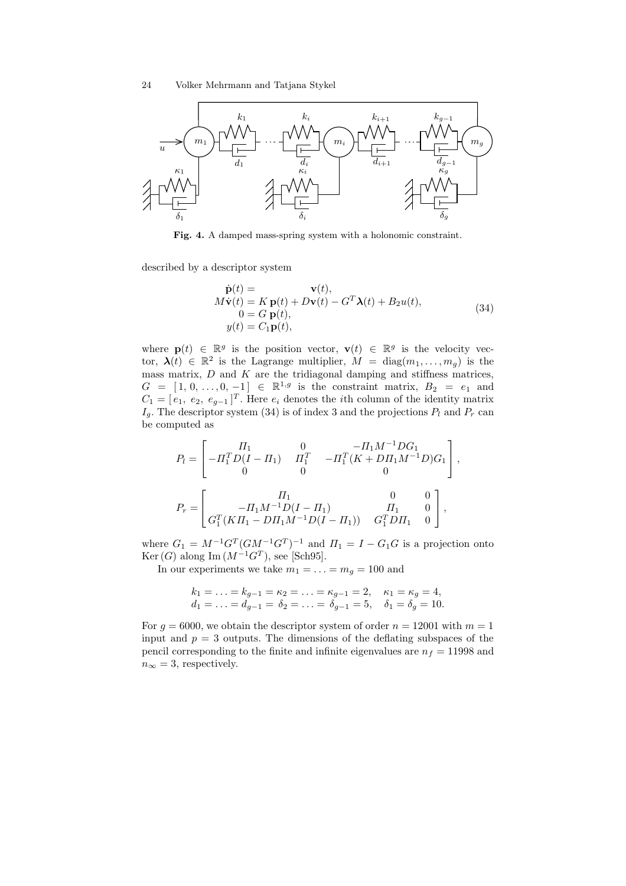**Fig. 4.** A damped mass-spring system with a holonomic constraint.

described by a descriptor system

$$
\begin{aligned}
\dot{\mathbf{p}}(t) &= \mathbf{v}(t), \\
M\dot{\mathbf{v}}(t) &= K\,\mathbf{p}(t) + D\mathbf{v}(t) - G^T\boldsymbol{\lambda}(t) + B_2 u(t), \\
0 &= G\,\mathbf{p}(t), \\
y(t) &= C_1\mathbf{p}(t),
\end{aligned}
\tag{34}
$$

where $\mathbf{p}(t) \in \mathbb{R}^g$ is the position vector, $\mathbf{v}(t) \in \mathbb{R}^g$ is the velocity vector, $\boldsymbol{\lambda}(t) \in \mathbb{R}^2$ is the Lagrange multiplier, $M = \mathrm{diag}(m_1, \ldots, m_g)$ is the mass matrix, $D$ and $K$ are the tridiagonal damping and stiffness matrices, $G = [\,1, 0, \ldots, 0, -1\,] \in \mathbb{R}^{1,g}$ is the constraint matrix, $B_2 = e_1$ and $C_1 = [\,e_1,\ e_2,\ e_{g-1}\,]^T$. Here $e_i$ denotes the $i$th column of the identity matrix $I_g$. The descriptor system (34) is of index 3 and the projections $P_l$ and $P_r$ can be computed as

$$
P_l = \begin{bmatrix} \Pi_1 & 0 & -\Pi_1 M^{-1} D G_1 \\ -\Pi_1^T D(I - \Pi_1) & \Pi_1^T & -\Pi_1^T (K + D\Pi_1 M^{-1} D) G_1 \\ 0 & 0 & 0 \end{bmatrix},
$$

$$
P_r = \begin{bmatrix} \Pi_1 & 0 & 0 \\ -\Pi_1 M^{-1} D(I - \Pi_1) & \Pi_1 & 0 \\ G_1^T (K\Pi_1 - D\Pi_1 M^{-1} D(I - \Pi_1)) & G_1^T D \Pi_1 & 0 \end{bmatrix},
$$

where $G_1 = M^{-1}G^T(GM^{-1}G^T)^{-1}$ and $\Pi_1 = I - G_1 G$ is a projection onto $\mathrm{Ker}\,(G)$ along $\mathrm{Im}\,(M^{-1}G^T)$, see [Sch95].

In our experiments we take $m_1 = \ldots = m_g = 100$ and

$$
\begin{aligned}
k_1 = \ldots = k_{g-1} = \kappa_2 = \ldots = \kappa_{g-1} = 2, \quad \kappa_1 = \kappa_g = 4, \\
d_1 = \ldots = d_{g-1} = \delta_2 = \ldots = \delta_{g-1} = 5, \quad \delta_1 = \delta_g = 10.
\end{aligned}
$$

For $g = 6000$, we obtain the descriptor system of order $n = 12001$ with $m = 1$ input and $p = 3$ outputs. The dimensions of the deflating subspaces of the pencil corresponding to the finite and infinite eigenvalues are $n_f = 11998$ and $n_\infty = 3$, respectively.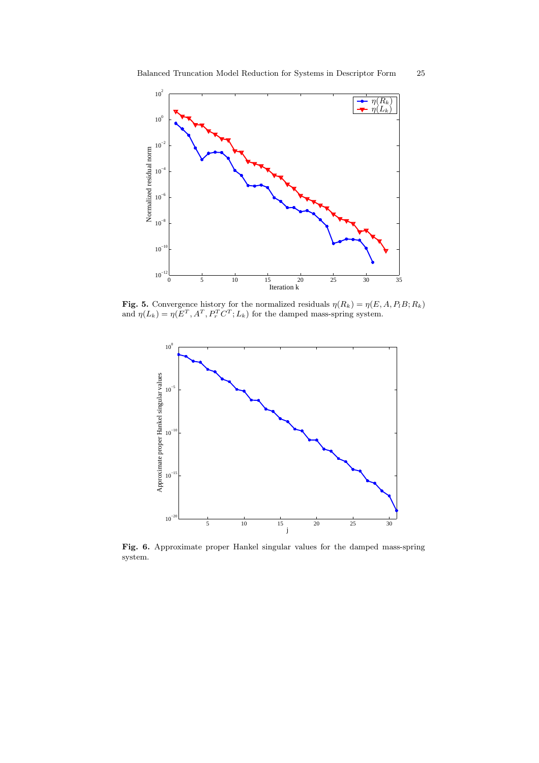**Fig. 5.** Convergence history for the normalized residuals $\eta(R_k) = \eta(E, A, P_l B; R_k)$ and $\eta(L_k) = \eta(E^T, A^T, P_r^T C^T; L_k)$ for the damped mass-spring system.

**Fig. 6.** Approximate proper Hankel singular values for the damped mass-spring system.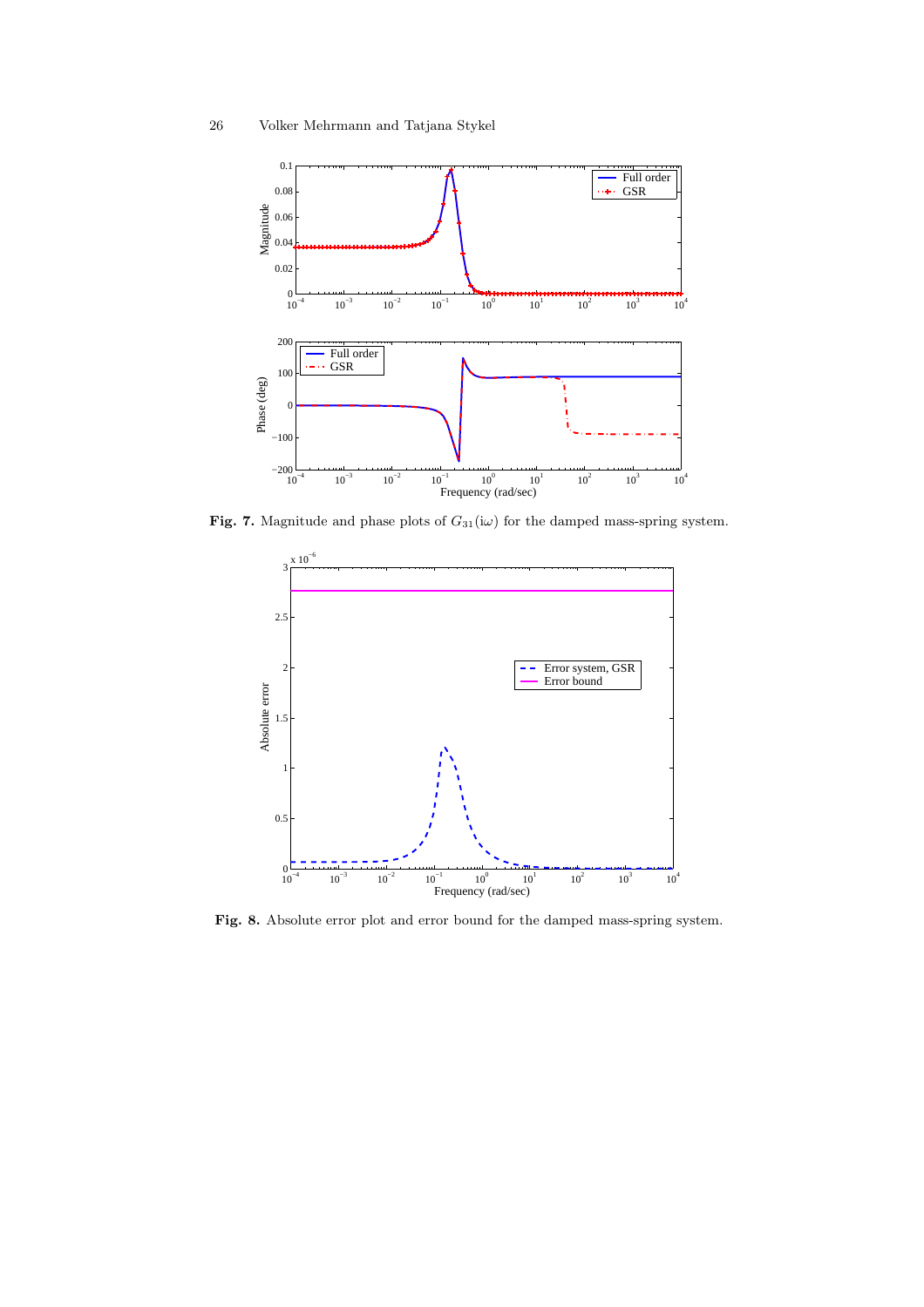**Fig. 7.** Magnitude and phase plots of $G_{31}(\mathrm{i}\omega)$ for the damped mass-spring system.

**Fig. 8.** Absolute error plot and error bound for the damped mass-spring system.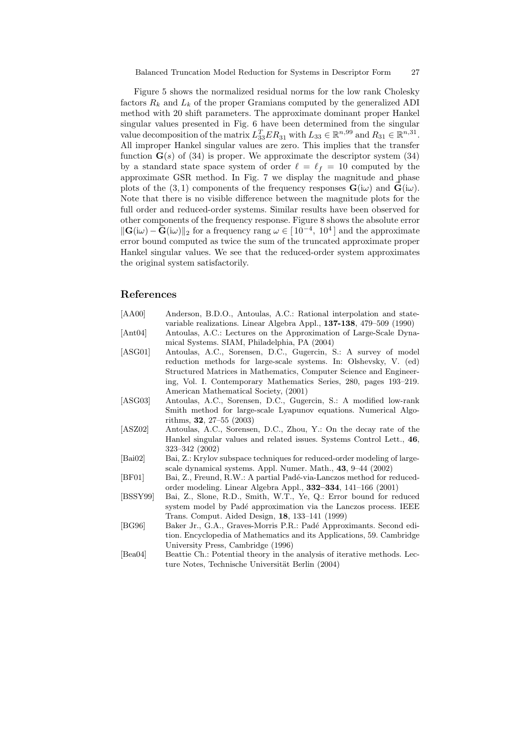Figure 5 shows the normalized residual norms for the low rank Cholesky factors $R_k$ and $L_k$ of the proper Gramians computed by the generalized ADI method with 20 shift parameters. The approximate dominant proper Hankel singular values presented in Fig. 6 have been determined from the singular value decomposition of the matrix $L_{33}^T E R_{31}$ with $L_{33} \in \mathbb{R}^{n,99}$ and $R_{31} \in \mathbb{R}^{n,31}$. All improper Hankel singular values are zero. This implies that the transfer function $\mathbf{G}(s)$ of (34) is proper. We approximate the descriptor system (34) by a standard state space system of order $\ell = \ell_f = 10$ computed by the approximate GSR method. In Fig. 7 we display the magnitude and phase plots of the $(3, 1)$ components of the frequency responses $\mathbf{G}(\mathrm{i}\omega)$ and $\widetilde{\mathbf{G}}(\mathrm{i}\omega)$. Note that there is no visible difference between the magnitude plots for the full order and reduced-order systems. Similar results have been observed for other components of the frequency response. Figure 8 shows the absolute error $\|\mathbf{G}(\mathrm{i}\omega) - \widetilde{\mathbf{G}}(\mathrm{i}\omega)\|_2$ for a frequency rang $\omega \in [\,10^{-4},\ 10^4\,]$ and the approximate error bound computed as twice the sum of the truncated approximate proper Hankel singular values. We see that the reduced-order system approximates the original system satisfactorily.

## References

- [AA00] Anderson, B.D.O., Antoulas, A.C.: Rational interpolation and state-variable realizations. Linear Algebra Appl., **137-138**, 479–509 (1990)
- [Ant04] Antoulas, A.C.: Lectures on the Approximation of Large-Scale Dynamical Systems. SIAM, Philadelphia, PA (2004)
- [ASG01] Antoulas, A.C., Sorensen, D.C., Gugercin, S.: A survey of model reduction methods for large-scale systems. In: Olshevsky, V. (ed) Structured Matrices in Mathematics, Computer Science and Engineering, Vol. I. Contemporary Mathematics Series, 280, pages 193–219. American Mathematical Society, (2001)
- [ASG03] Antoulas, A.C., Sorensen, D.C., Gugercin, S.: A modified low-rank Smith method for large-scale Lyapunov equations. Numerical Algorithms, **32**, 27–55 (2003)
- [ASZ02] Antoulas, A.C., Sorensen, D.C., Zhou, Y.: On the decay rate of the Hankel singular values and related issues. Systems Control Lett., **46**, 323–342 (2002)
- [Bai02] Bai, Z.: Krylov subspace techniques for reduced-order modeling of large-scale dynamical systems. Appl. Numer. Math., **43**, 9–44 (2002)
- [BF01] Bai, Z., Freund, R.W.: A partial Padé-via-Lanczos method for reduced-order modeling. Linear Algebra Appl., **332–334**, 141–166 (2001)
- [BSSY99] Bai, Z., Slone, R.D., Smith, W.T., Ye, Q.: Error bound for reduced system model by Padé approximation via the Lanczos process. IEEE Trans. Comput. Aided Design, **18**, 133–141 (1999)
- [BG96] Baker Jr., G.A., Graves-Morris P.R.: Padé Approximants. Second edition. Encyclopedia of Mathematics and its Applications, 59. Cambridge University Press, Cambridge (1996)
- [Bea04] Beattie Ch.: Potential theory in the analysis of iterative methods. Lecture Notes, Technische Universität Berlin (2004)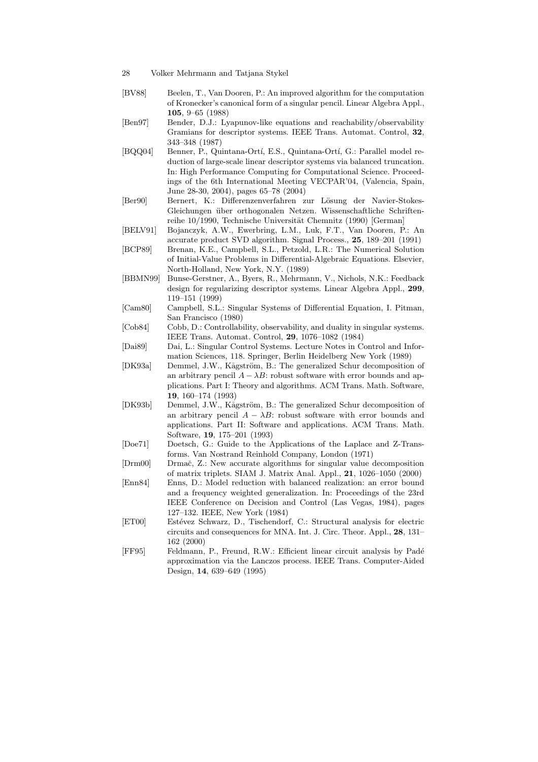[BV88] Beelen, T., Van Dooren, P.: An improved algorithm for the computation of Kronecker's canonical form of a singular pencil. Linear Algebra Appl., **105**, 9–65 (1988)

[Ben97] Bender, D.J.: Lyapunov-like equations and reachability/observability Gramians for descriptor systems. IEEE Trans. Automat. Control, **32**, 343–348 (1987)

[BQQ04] Benner, P., Quintana-Ortí, E.S., Quintana-Ortí, G.: Parallel model reduction of large-scale linear descriptor systems via balanced truncation. In: High Performance Computing for Computational Science. Proceedings of the 6th International Meeting VECPAR'04, (Valencia, Spain, June 28-30, 2004), pages 65–78 (2004)

[Ber90] Bernert, K.: Differenzenverfahren zur Lösung der Navier-Stokes-Gleichungen über orthogonalen Netzen. Wissenschaftliche Schriftenreihe 10/1990, Technische Universität Chemnitz (1990) [German]

[BELV91] Bojanczyk, A.W., Ewerbring, L.M., Luk, F.T., Van Dooren, P.: An accurate product SVD algorithm. Signal Process., **25**, 189–201 (1991)

[BCP89] Brenan, K.E., Campbell, S.L., Petzold, L.R.: The Numerical Solution of Initial-Value Problems in Differential-Algebraic Equations. Elsevier, North-Holland, New York, N.Y. (1989)

[BBMN99] Bunse-Gerstner, A., Byers, R., Mehrmann, V., Nichols, N.K.: Feedback design for regularizing descriptor systems. Linear Algebra Appl., **299**, 119–151 (1999)

[Cam80] Campbell, S.L.: Singular Systems of Differential Equation, I. Pitman, San Francisco (1980)

[Cob84] Cobb, D.: Controllability, observability, and duality in singular systems. IEEE Trans. Automat. Control, **29**, 1076–1082 (1984)

[Dai89] Dai, L.: Singular Control Systems. Lecture Notes in Control and Information Sciences, 118. Springer, Berlin Heidelberg New York (1989)

[DK93a] Demmel, J.W., Kågström, B.: The generalized Schur decomposition of an arbitrary pencil $A - \lambda B$: robust software with error bounds and applications. Part I: Theory and algorithms. ACM Trans. Math. Software, **19**, 160–174 (1993)

[DK93b] Demmel, J.W., Kågström, B.: The generalized Schur decomposition of an arbitrary pencil $A - \lambda B$: robust software with error bounds and applications. Part II: Software and applications. ACM Trans. Math. Software, **19**, 175–201 (1993)

[Doe71] Doetsch, G.: Guide to the Applications of the Laplace and Z-Transforms. Van Nostrand Reinhold Company, London (1971)

[Drm00] Drmač, Z.: New accurate algorithms for singular value decomposition of matrix triplets. SIAM J. Matrix Anal. Appl., **21**, 1026–1050 (2000)

[Enn84] Enns, D.: Model reduction with balanced realization: an error bound and a frequency weighted generalization. In: Proceedings of the 23rd IEEE Conference on Decision and Control (Las Vegas, 1984), pages 127–132. IEEE, New York (1984)

[ET00] Estévez Schwarz, D., Tischendorf, C.: Structural analysis for electric circuits and consequences for MNA. Int. J. Circ. Theor. Appl., **28**, 131–162 (2000)

[FF95] Feldmann, P., Freund, R.W.: Efficient linear circuit analysis by Padé approximation via the Lanczos process. IEEE Trans. Computer-Aided Design, **14**, 639–649 (1995)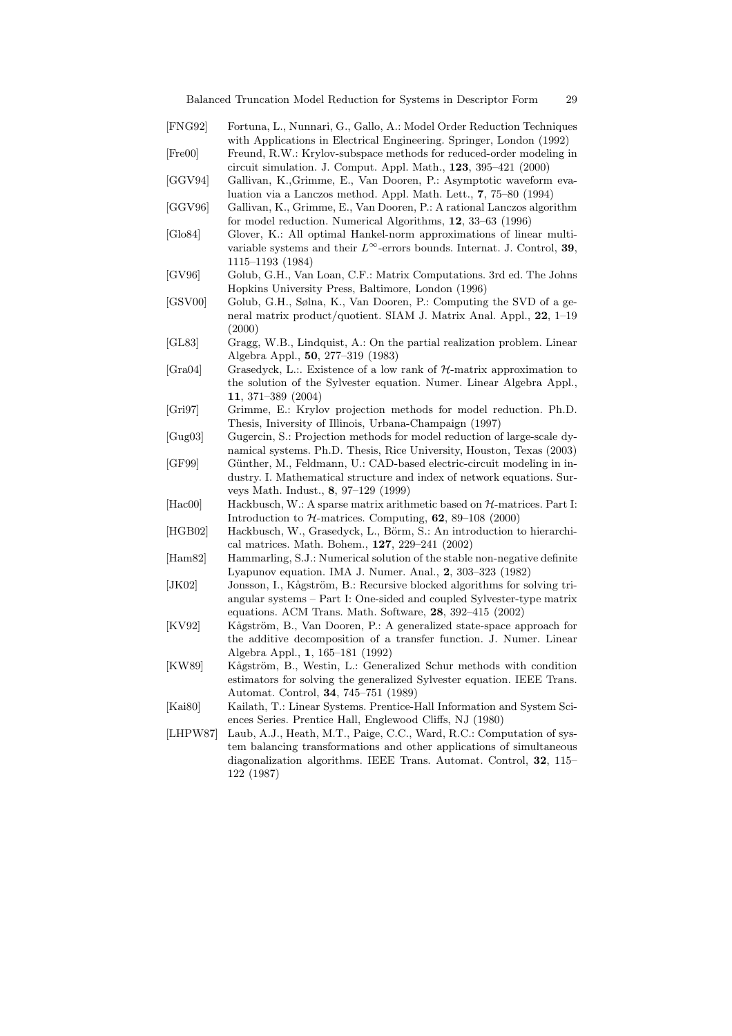[FNG92] Fortuna, L., Nunnari, G., Gallo, A.: Model Order Reduction Techniques with Applications in Electrical Engineering. Springer, London (1992)

[Fre00] Freund, R.W.: Krylov-subspace methods for reduced-order modeling in circuit simulation. J. Comput. Appl. Math., **123**, 395–421 (2000)

[GGV94] Gallivan, K.,Grimme, E., Van Dooren, P.: Asymptotic waveform evaluation via a Lanczos method. Appl. Math. Lett., **7**, 75–80 (1994)

[GGV96] Gallivan, K., Grimme, E., Van Dooren, P.: A rational Lanczos algorithm for model reduction. Numerical Algorithms, **12**, 33–63 (1996)

[Glo84] Glover, K.: All optimal Hankel-norm approximations of linear multivariable systems and their $L^{\infty}$-errors bounds. Internat. J. Control, **39**, 1115–1193 (1984)

[GV96] Golub, G.H., Van Loan, C.F.: Matrix Computations. 3rd ed. The Johns Hopkins University Press, Baltimore, London (1996)

[GSV00] Golub, G.H., Sølna, K., Van Dooren, P.: Computing the SVD of a general matrix product/quotient. SIAM J. Matrix Anal. Appl., **22**, 1–19 (2000)

[GL83] Gragg, W.B., Lindquist, A.: On the partial realization problem. Linear Algebra Appl., **50**, 277–319 (1983)

[Gra04] Grasedyck, L.:. Existence of a low rank of $\mathcal{H}$-matrix approximation to the solution of the Sylvester equation. Numer. Linear Algebra Appl., **11**, 371–389 (2004)

[Gri97] Grimme, E.: Krylov projection methods for model reduction. Ph.D. Thesis, Iniversity of Illinois, Urbana-Champaign (1997)

[Gug03] Gugercin, S.: Projection methods for model reduction of large-scale dynamical systems. Ph.D. Thesis, Rice University, Houston, Texas (2003)

[GF99] Günther, M., Feldmann, U.: CAD-based electric-circuit modeling in industry. I. Mathematical structure and index of network equations. Surveys Math. Indust., **8**, 97–129 (1999)

[Hac00] Hackbusch, W.: A sparse matrix arithmetic based on $\mathcal{H}$-matrices. Part I: Introduction to $\mathcal{H}$-matrices. Computing, **62**, 89–108 (2000)

[HGB02] Hackbusch, W., Grasedyck, L., Börm, S.: An introduction to hierarchical matrices. Math. Bohem., **127**, 229–241 (2002)

[Ham82] Hammarling, S.J.: Numerical solution of the stable non-negative definite Lyapunov equation. IMA J. Numer. Anal., **2**, 303–323 (1982)

[JK02] Jonsson, I., Kågström, B.: Recursive blocked algorithms for solving triangular systems – Part I: One-sided and coupled Sylvester-type matrix equations. ACM Trans. Math. Software, **28**, 392–415 (2002)

[KV92] Kågström, B., Van Dooren, P.: A generalized state-space approach for the additive decomposition of a transfer function. J. Numer. Linear Algebra Appl., **1**, 165–181 (1992)

[KW89] Kågström, B., Westin, L.: Generalized Schur methods with condition estimators for solving the generalized Sylvester equation. IEEE Trans. Automat. Control, **34**, 745–751 (1989)

[Kai80] Kailath, T.: Linear Systems. Prentice-Hall Information and System Sciences Series. Prentice Hall, Englewood Cliffs, NJ (1980)

[LHPW87] Laub, A.J., Heath, M.T., Paige, C.C., Ward, R.C.: Computation of system balancing transformations and other applications of simultaneous diagonalization algorithms. IEEE Trans. Automat. Control, **32**, 115–122 (1987)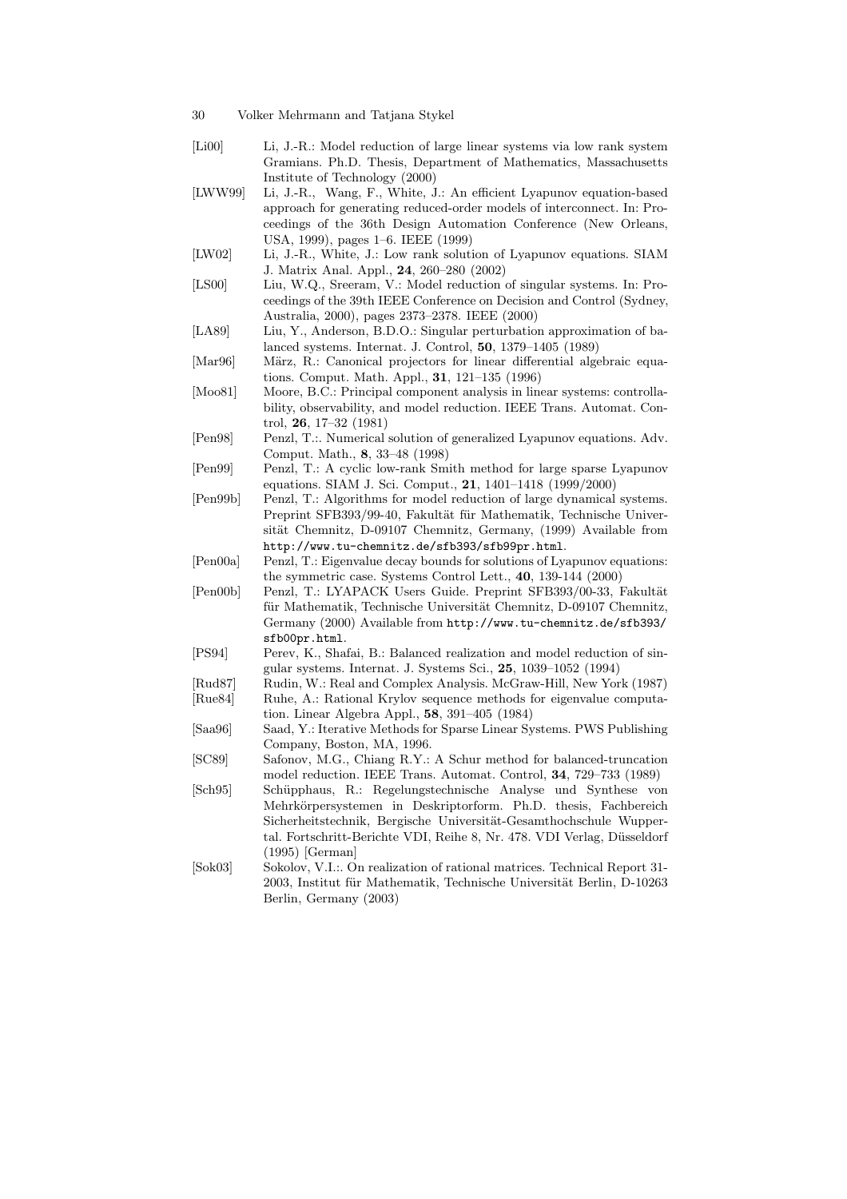[Li00] Li, J.-R.: Model reduction of large linear systems via low rank system Gramians. Ph.D. Thesis, Department of Mathematics, Massachusetts Institute of Technology (2000)

[LWW99] Li, J.-R., Wang, F., White, J.: An efficient Lyapunov equation-based approach for generating reduced-order models of interconnect. In: Proceedings of the 36th Design Automation Conference (New Orleans, USA, 1999), pages 1–6. IEEE (1999)

[LW02] Li, J.-R., White, J.: Low rank solution of Lyapunov equations. SIAM J. Matrix Anal. Appl., **24**, 260–280 (2002)

[LS00] Liu, W.Q., Sreeram, V.: Model reduction of singular systems. In: Proceedings of the 39th IEEE Conference on Decision and Control (Sydney, Australia, 2000), pages 2373–2378. IEEE (2000)

[LA89] Liu, Y., Anderson, B.D.O.: Singular perturbation approximation of balanced systems. Internat. J. Control, **50**, 1379–1405 (1989)

[Mar96] März, R.: Canonical projectors for linear differential algebraic equations. Comput. Math. Appl., **31**, 121–135 (1996)

[Moo81] Moore, B.C.: Principal component analysis in linear systems: controllability, observability, and model reduction. IEEE Trans. Automat. Control, **26**, 17–32 (1981)

[Pen98] Penzl, T.:. Numerical solution of generalized Lyapunov equations. Adv. Comput. Math., **8**, 33–48 (1998)

[Pen99] Penzl, T.: A cyclic low-rank Smith method for large sparse Lyapunov equations. SIAM J. Sci. Comput., **21**, 1401–1418 (1999/2000)

[Pen99b] Penzl, T.: Algorithms for model reduction of large dynamical systems. Preprint SFB393/99-40, Fakultät für Mathematik, Technische Universität Chemnitz, D-09107 Chemnitz, Germany, (1999) Available from `http://www.tu-chemnitz.de/sfb393/sfb99pr.html`.

[Pen00a] Penzl, T.: Eigenvalue decay bounds for solutions of Lyapunov equations: the symmetric case. Systems Control Lett., **40**, 139-144 (2000)

[Pen00b] Penzl, T.: LYAPACK Users Guide. Preprint SFB393/00-33, Fakultät für Mathematik, Technische Universität Chemnitz, D-09107 Chemnitz, Germany (2000) Available from `http://www.tu-chemnitz.de/sfb393/sfb00pr.html`.

[PS94] Perev, K., Shafai, B.: Balanced realization and model reduction of singular systems. Internat. J. Systems Sci., **25**, 1039–1052 (1994)

[Rud87] Rudin, W.: Real and Complex Analysis. McGraw-Hill, New York (1987)

[Rue84] Ruhe, A.: Rational Krylov sequence methods for eigenvalue computation. Linear Algebra Appl., **58**, 391–405 (1984)

[Saa96] Saad, Y.: Iterative Methods for Sparse Linear Systems. PWS Publishing Company, Boston, MA, 1996.

[SC89] Safonov, M.G., Chiang R.Y.: A Schur method for balanced-truncation model reduction. IEEE Trans. Automat. Control, **34**, 729–733 (1989)

[Sch95] Schüpphaus, R.: Regelungstechnische Analyse und Synthese von Mehrkörpersystemen in Deskriptorform. Ph.D. thesis, Fachbereich Sicherheitstechnik, Bergische Universität-Gesamthochschule Wuppertal. Fortschritt-Berichte VDI, Reihe 8, Nr. 478. VDI Verlag, Düsseldorf (1995) [German]

[Sok03] Sokolov, V.I.:. On realization of rational matrices. Technical Report 31-2003, Institut für Mathematik, Technische Universität Berlin, D-10263 Berlin, Germany (2003)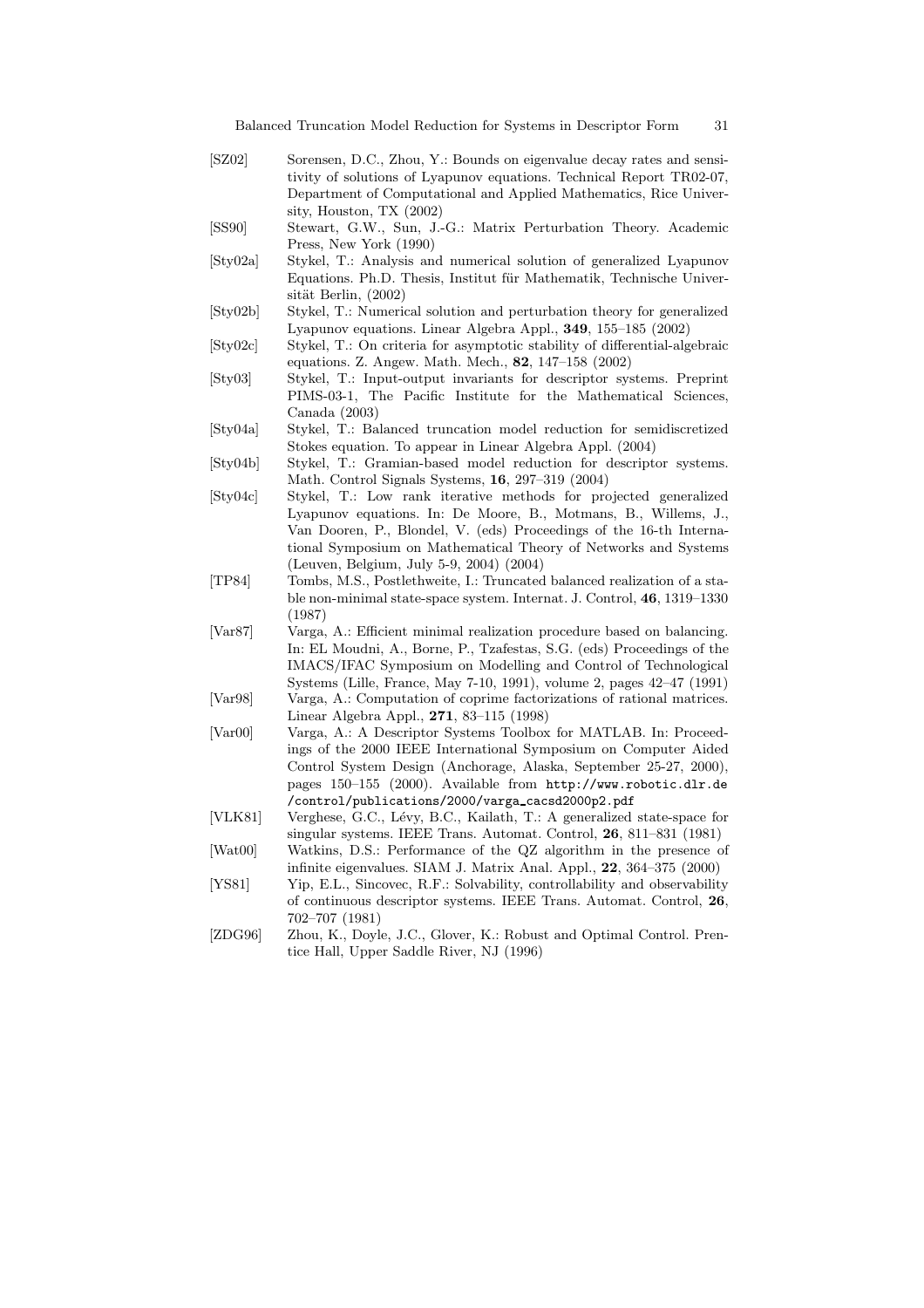[SZ02] Sorensen, D.C., Zhou, Y.: Bounds on eigenvalue decay rates and sensitivity of solutions of Lyapunov equations. Technical Report TR02-07, Department of Computational and Applied Mathematics, Rice University, Houston, TX (2002)

[SS90] Stewart, G.W., Sun, J.-G.: Matrix Perturbation Theory. Academic Press, New York (1990)

[Sty02a] Stykel, T.: Analysis and numerical solution of generalized Lyapunov Equations. Ph.D. Thesis, Institut für Mathematik, Technische Universität Berlin, (2002)

[Sty02b] Stykel, T.: Numerical solution and perturbation theory for generalized Lyapunov equations. Linear Algebra Appl., **349**, 155–185 (2002)

[Sty02c] Stykel, T.: On criteria for asymptotic stability of differential-algebraic equations. Z. Angew. Math. Mech., **82**, 147–158 (2002)

[Sty03] Stykel, T.: Input-output invariants for descriptor systems. Preprint PIMS-03-1, The Pacific Institute for the Mathematical Sciences, Canada (2003)

[Sty04a] Stykel, T.: Balanced truncation model reduction for semidiscretized Stokes equation. To appear in Linear Algebra Appl. (2004)

[Sty04b] Stykel, T.: Gramian-based model reduction for descriptor systems. Math. Control Signals Systems, **16**, 297–319 (2004)

[Sty04c] Stykel, T.: Low rank iterative methods for projected generalized Lyapunov equations. In: De Moore, B., Motmans, B., Willems, J., Van Dooren, P., Blondel, V. (eds) Proceedings of the 16-th International Symposium on Mathematical Theory of Networks and Systems (Leuven, Belgium, July 5-9, 2004) (2004)

[TP84] Tombs, M.S., Postlethweite, I.: Truncated balanced realization of a stable non-minimal state-space system. Internat. J. Control, **46**, 1319–1330 (1987)

[Var87] Varga, A.: Efficient minimal realization procedure based on balancing. In: EL Moudni, A., Borne, P., Tzafestas, S.G. (eds) Proceedings of the IMACS/IFAC Symposium on Modelling and Control of Technological Systems (Lille, France, May 7-10, 1991), volume 2, pages 42–47 (1991)

[Var98] Varga, A.: Computation of coprime factorizations of rational matrices. Linear Algebra Appl., **271**, 83–115 (1998)

[Var00] Varga, A.: A Descriptor Systems Toolbox for MATLAB. In: Proceedings of the 2000 IEEE International Symposium on Computer Aided Control System Design (Anchorage, Alaska, September 25-27, 2000), pages 150–155 (2000). Available from `http://www.robotic.dlr.de/control/publications/2000/varga_cacsd2000p2.pdf`

[VLK81] Verghese, G.C., Lévy, B.C., Kailath, T.: A generalized state-space for singular systems. IEEE Trans. Automat. Control, **26**, 811–831 (1981)

[Wat00] Watkins, D.S.: Performance of the QZ algorithm in the presence of infinite eigenvalues. SIAM J. Matrix Anal. Appl., **22**, 364–375 (2000)

[YS81] Yip, E.L., Sincovec, R.F.: Solvability, controllability and observability of continuous descriptor systems. IEEE Trans. Automat. Control, **26**, 702–707 (1981)

[ZDG96] Zhou, K., Doyle, J.C., Glover, K.: Robust and Optimal Control. Prentice Hall, Upper Saddle River, NJ (1996)